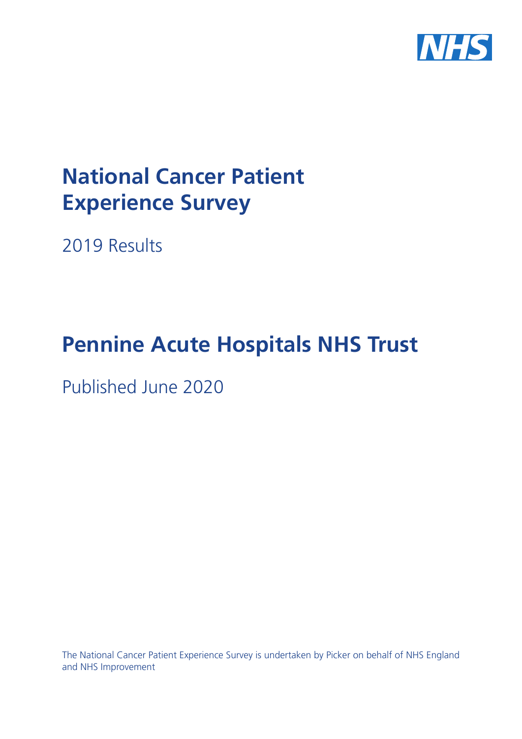# National Cancer Patient Experience Survey

2019 Results

# Pennine Acute Hospitals NHS Trust

Published June 2020

The National Cancer Patient Experience Survey is undertaken by Picker on behalf of NHS England and NHS Improvement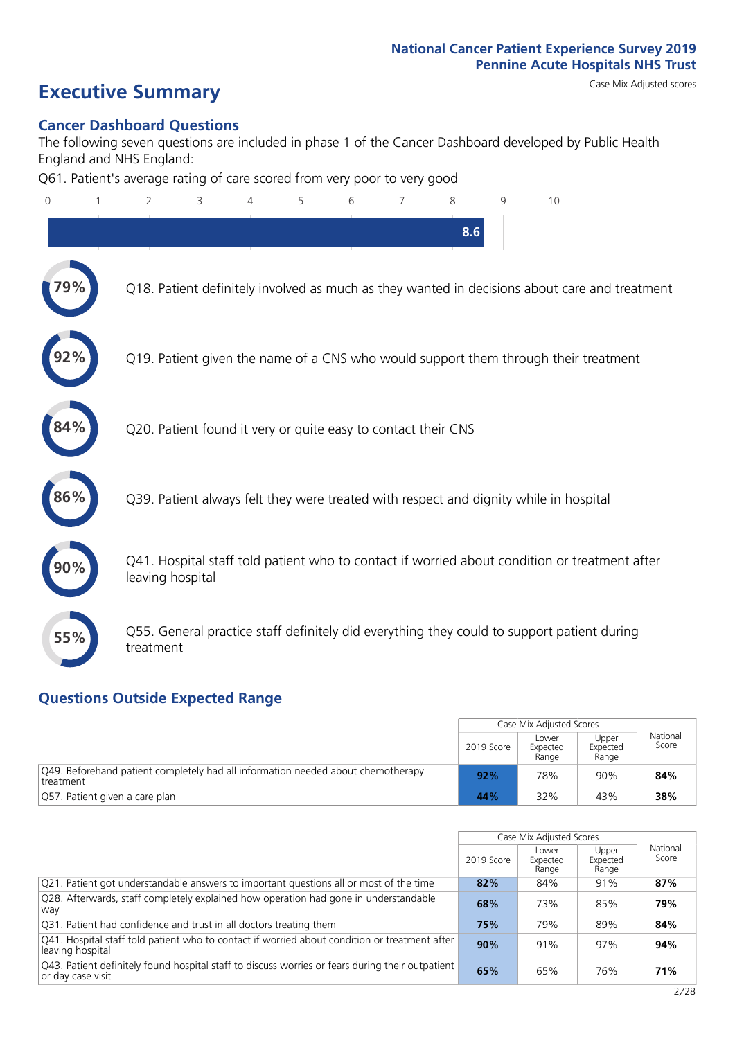National Cancer Patient Experience Survey 2019
Pennine Acute Hospitals NHS Trust

# Executive Summary

Case Mix Adjusted scores

## Cancer Dashboard Questions

The following seven questions are included in phase 1 of the Cancer Dashboard developed by Public Health England and NHS England:

Q61. Patient's average rating of care scored from very poor to very good

8.6

- 79% — Q18. Patient definitely involved as much as they wanted in decisions about care and treatment
- 92% — Q19. Patient given the name of a CNS who would support them through their treatment
- 84% — Q20. Patient found it very or quite easy to contact their CNS
- 86% — Q39. Patient always felt they were treated with respect and dignity while in hospital
- 90% — Q41. Hospital staff told patient who to contact if worried about condition or treatment after leaving hospital
- 55% — Q55. General practice staff definitely did everything they could to support patient during treatment

## Questions Outside Expected Range

| | Case Mix Adjusted Scores | | | National Score |
|---|---|---|---|---|
| | 2019 Score | Lower Expected Range | Upper Expected Range | |
| Q49. Beforehand patient completely had all information needed about chemotherapy treatment | **92%** | 78% | 90% | **84%** |
| Q57. Patient given a care plan | **44%** | 32% | 43% | **38%** |

| | Case Mix Adjusted Scores | | | National Score |
|---|---|---|---|---|
| | 2019 Score | Lower Expected Range | Upper Expected Range | |
| Q21. Patient got understandable answers to important questions all or most of the time | **82%** | 84% | 91% | **87%** |
| Q28. Afterwards, staff completely explained how operation had gone in understandable way | **68%** | 73% | 85% | **79%** |
| Q31. Patient had confidence and trust in all doctors treating them | **75%** | 79% | 89% | **84%** |
| Q41. Hospital staff told patient who to contact if worried about condition or treatment after leaving hospital | **90%** | 91% | 97% | **94%** |
| Q43. Patient definitely found hospital staff to discuss worries or fears during their outpatient or day case visit | **65%** | 65% | 76% | **71%** |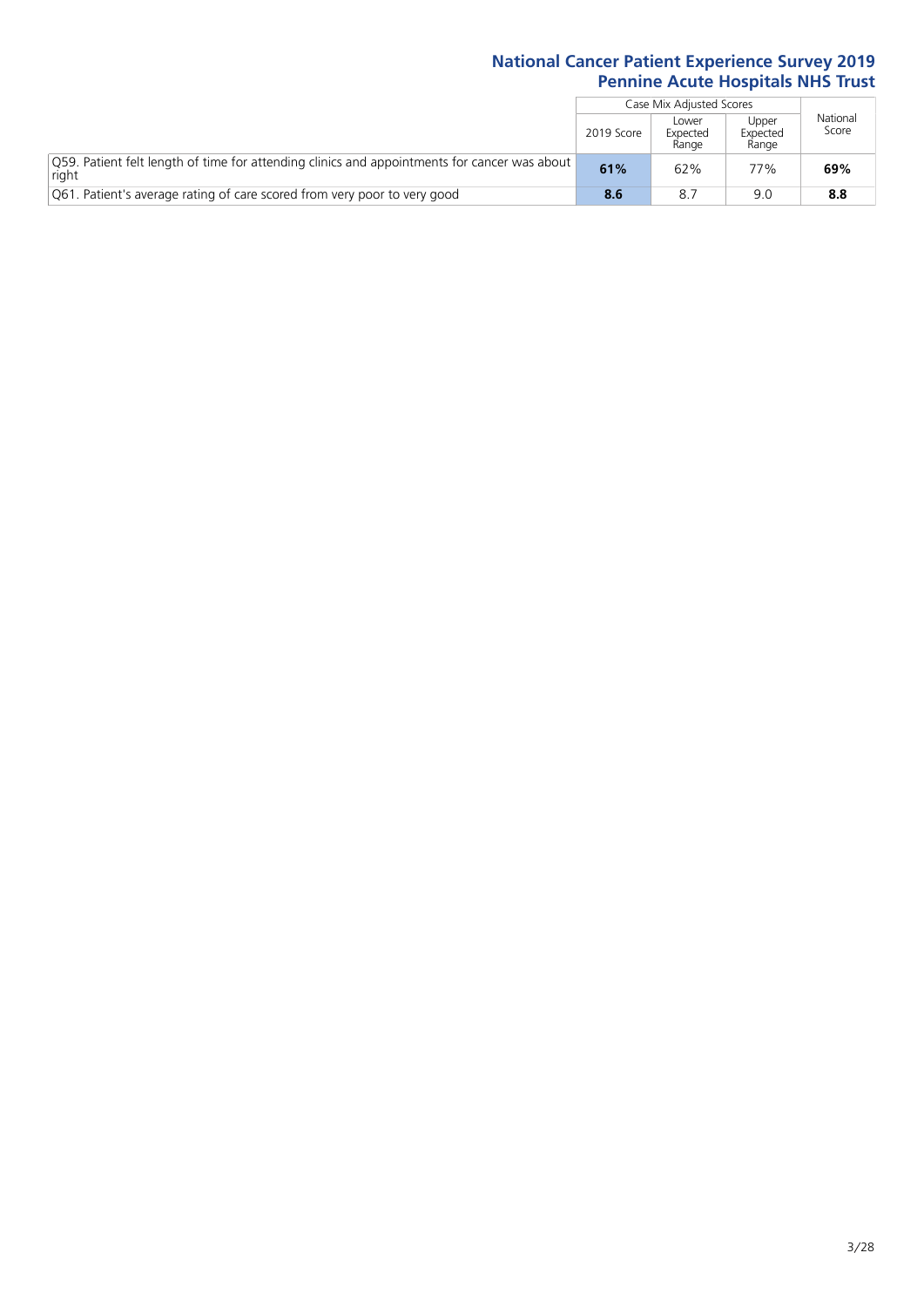# National Cancer Patient Experience Survey 2019
## Pennine Acute Hospitals NHS Trust

| | Case Mix Adjusted Scores | | | National Score |
|---|---|---|---|---|
| | 2019 Score | Lower Expected Range | Upper Expected Range | |
| Q59. Patient felt length of time for attending clinics and appointments for cancer was about right | **61%** | 62% | 77% | **69%** |
| Q61. Patient's average rating of care scored from very poor to very good | **8.6** | 8.7 | 9.0 | **8.8** |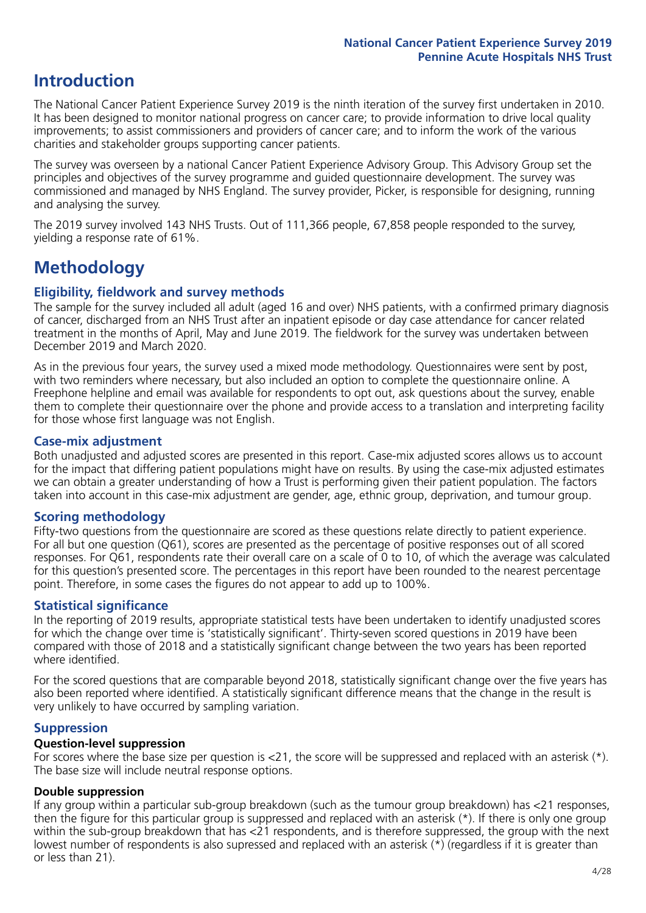# Introduction

The National Cancer Patient Experience Survey 2019 is the ninth iteration of the survey first undertaken in 2010. It has been designed to monitor national progress on cancer care; to provide information to drive local quality improvements; to assist commissioners and providers of cancer care; and to inform the work of the various charities and stakeholder groups supporting cancer patients.

The survey was overseen by a national Cancer Patient Experience Advisory Group. This Advisory Group set the principles and objectives of the survey programme and guided questionnaire development. The survey was commissioned and managed by NHS England. The survey provider, Picker, is responsible for designing, running and analysing the survey.

The 2019 survey involved 143 NHS Trusts. Out of 111,366 people, 67,858 people responded to the survey, yielding a response rate of 61%.

# Methodology

### Eligibility, fieldwork and survey methods

The sample for the survey included all adult (aged 16 and over) NHS patients, with a confirmed primary diagnosis of cancer, discharged from an NHS Trust after an inpatient episode or day case attendance for cancer related treatment in the months of April, May and June 2019. The fieldwork for the survey was undertaken between December 2019 and March 2020.

As in the previous four years, the survey used a mixed mode methodology. Questionnaires were sent by post, with two reminders where necessary, but also included an option to complete the questionnaire online. A Freephone helpline and email was available for respondents to opt out, ask questions about the survey, enable them to complete their questionnaire over the phone and provide access to a translation and interpreting facility for those whose first language was not English.

### Case-mix adjustment

Both unadjusted and adjusted scores are presented in this report. Case-mix adjusted scores allows us to account for the impact that differing patient populations might have on results. By using the case-mix adjusted estimates we can obtain a greater understanding of how a Trust is performing given their patient population. The factors taken into account in this case-mix adjustment are gender, age, ethnic group, deprivation, and tumour group.

### Scoring methodology

Fifty-two questions from the questionnaire are scored as these questions relate directly to patient experience. For all but one question (Q61), scores are presented as the percentage of positive responses out of all scored responses. For Q61, respondents rate their overall care on a scale of 0 to 10, of which the average was calculated for this question's presented score. The percentages in this report have been rounded to the nearest percentage point. Therefore, in some cases the figures do not appear to add up to 100%.

### Statistical significance

In the reporting of 2019 results, appropriate statistical tests have been undertaken to identify unadjusted scores for which the change over time is 'statistically significant'. Thirty-seven scored questions in 2019 have been compared with those of 2018 and a statistically significant change between the two years has been reported where identified.

For the scored questions that are comparable beyond 2018, statistically significant change over the five years has also been reported where identified. A statistically significant difference means that the change in the result is very unlikely to have occurred by sampling variation.

### Suppression

#### Question-level suppression

For scores where the base size per question is <21, the score will be suppressed and replaced with an asterisk (*). The base size will include neutral response options.

#### Double suppression

If any group within a particular sub-group breakdown (such as the tumour group breakdown) has <21 responses, then the figure for this particular group is suppressed and replaced with an asterisk (*). If there is only one group within the sub-group breakdown that has <21 respondents, and is therefore suppressed, the group with the next lowest number of respondents is also supressed and replaced with an asterisk (*) (regardless if it is greater than or less than 21).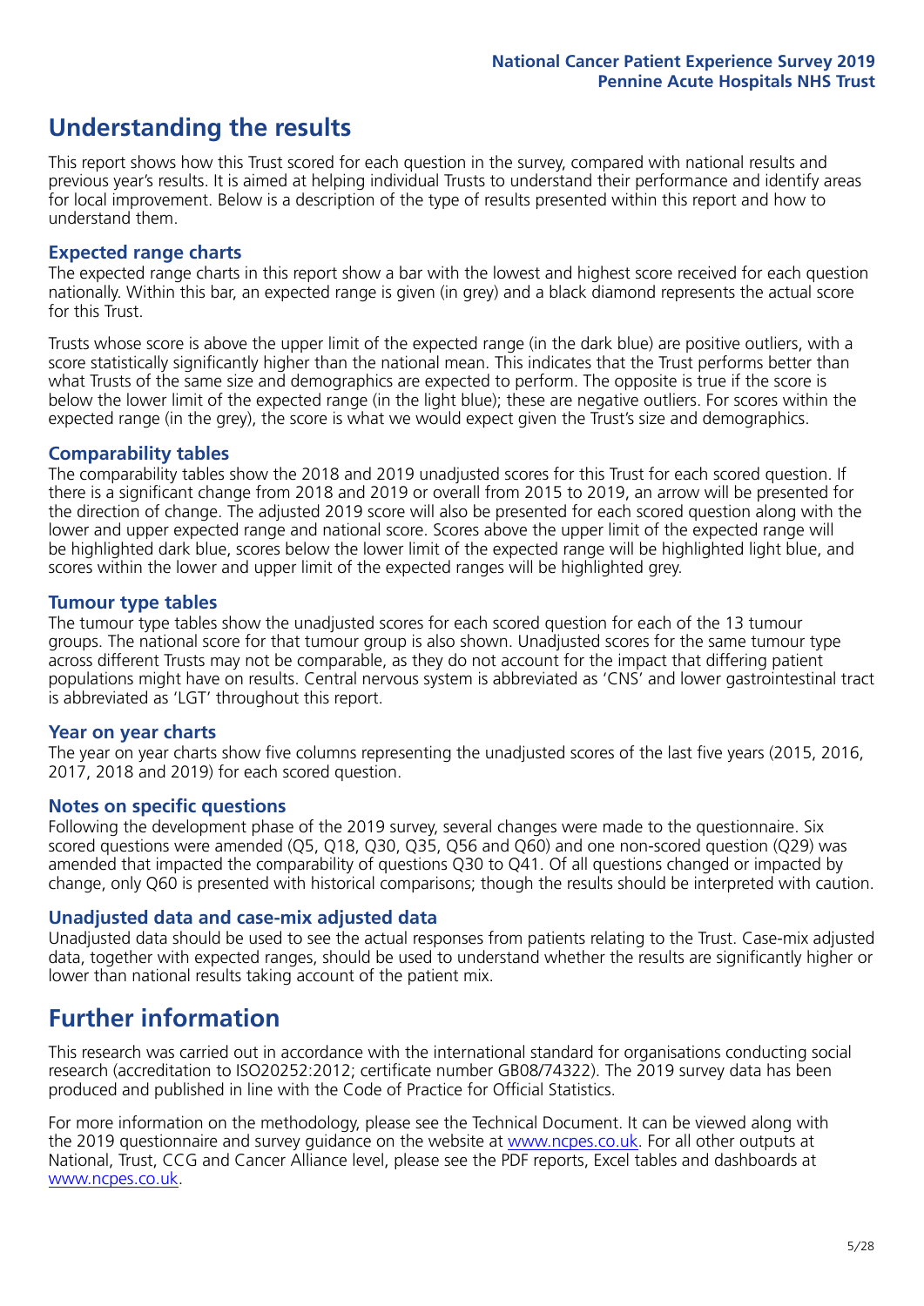## Understanding the results

This report shows how this Trust scored for each question in the survey, compared with national results and previous year's results. It is aimed at helping individual Trusts to understand their performance and identify areas for local improvement. Below is a description of the type of results presented within this report and how to understand them.

### Expected range charts

The expected range charts in this report show a bar with the lowest and highest score received for each question nationally. Within this bar, an expected range is given (in grey) and a black diamond represents the actual score for this Trust.

Trusts whose score is above the upper limit of the expected range (in the dark blue) are positive outliers, with a score statistically significantly higher than the national mean. This indicates that the Trust performs better than what Trusts of the same size and demographics are expected to perform. The opposite is true if the score is below the lower limit of the expected range (in the light blue); these are negative outliers. For scores within the expected range (in the grey), the score is what we would expect given the Trust's size and demographics.

### Comparability tables

The comparability tables show the 2018 and 2019 unadjusted scores for this Trust for each scored question. If there is a significant change from 2018 and 2019 or overall from 2015 to 2019, an arrow will be presented for the direction of change. The adjusted 2019 score will also be presented for each scored question along with the lower and upper expected range and national score. Scores above the upper limit of the expected range will be highlighted dark blue, scores below the lower limit of the expected range will be highlighted light blue, and scores within the lower and upper limit of the expected ranges will be highlighted grey.

### Tumour type tables

The tumour type tables show the unadjusted scores for each scored question for each of the 13 tumour groups. The national score for that tumour group is also shown. Unadjusted scores for the same tumour type across different Trusts may not be comparable, as they do not account for the impact that differing patient populations might have on results. Central nervous system is abbreviated as 'CNS' and lower gastrointestinal tract is abbreviated as 'LGT' throughout this report.

### Year on year charts

The year on year charts show five columns representing the unadjusted scores of the last five years (2015, 2016, 2017, 2018 and 2019) for each scored question.

### Notes on specific questions

Following the development phase of the 2019 survey, several changes were made to the questionnaire. Six scored questions were amended (Q5, Q18, Q30, Q35, Q56 and Q60) and one non-scored question (Q29) was amended that impacted the comparability of questions Q30 to Q41. Of all questions changed or impacted by change, only Q60 is presented with historical comparisons; though the results should be interpreted with caution.

### Unadjusted data and case-mix adjusted data

Unadjusted data should be used to see the actual responses from patients relating to the Trust. Case-mix adjusted data, together with expected ranges, should be used to understand whether the results are significantly higher or lower than national results taking account of the patient mix.

## Further information

This research was carried out in accordance with the international standard for organisations conducting social research (accreditation to ISO20252:2012; certificate number GB08/74322). The 2019 survey data has been produced and published in line with the Code of Practice for Official Statistics.

For more information on the methodology, please see the Technical Document. It can be viewed along with the 2019 questionnaire and survey guidance on the website at www.ncpes.co.uk. For all other outputs at National, Trust, CCG and Cancer Alliance level, please see the PDF reports, Excel tables and dashboards at www.ncpes.co.uk.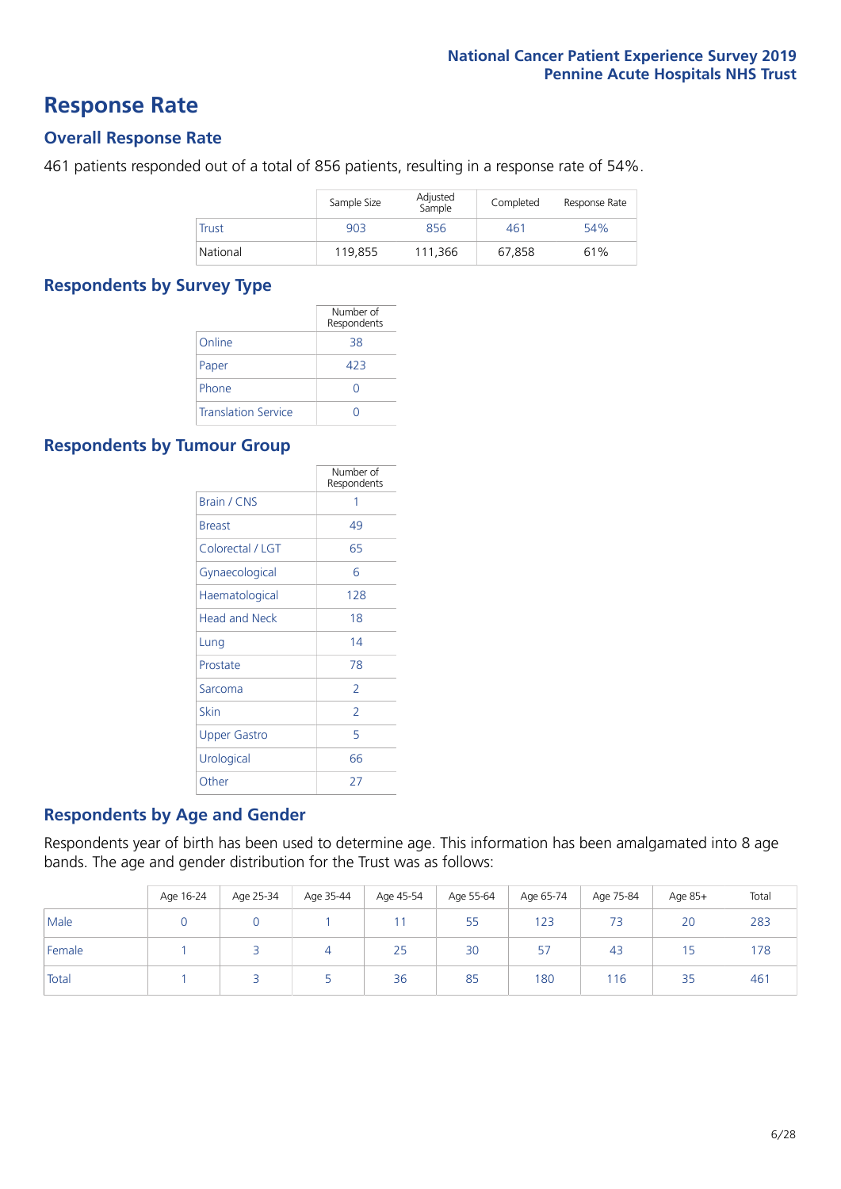# Response Rate

## Overall Response Rate

461 patients responded out of a total of 856 patients, resulting in a response rate of 54%.

| | Sample Size | Adjusted Sample | Completed | Response Rate |
|---|---|---|---|---|
| Trust | 903 | 856 | 461 | 54% |
| National | 119,855 | 111,366 | 67,858 | 61% |

## Respondents by Survey Type

| | Number of Respondents |
|---|---|
| Online | 38 |
| Paper | 423 |
| Phone | 0 |
| Translation Service | 0 |

## Respondents by Tumour Group

| | Number of Respondents |
|---|---|
| Brain / CNS | 1 |
| Breast | 49 |
| Colorectal / LGT | 65 |
| Gynaecological | 6 |
| Haematological | 128 |
| Head and Neck | 18 |
| Lung | 14 |
| Prostate | 78 |
| Sarcoma | 2 |
| Skin | 2 |
| Upper Gastro | 5 |
| Urological | 66 |
| Other | 27 |

## Respondents by Age and Gender

Respondents year of birth has been used to determine age. This information has been amalgamated into 8 age bands. The age and gender distribution for the Trust was as follows:

| | Age 16-24 | Age 25-34 | Age 35-44 | Age 45-54 | Age 55-64 | Age 65-74 | Age 75-84 | Age 85+ | Total |
|---|---|---|---|---|---|---|---|---|---|
| Male | 0 | 0 | 1 | 11 | 55 | 123 | 73 | 20 | 283 |
| Female | 1 | 3 | 4 | 25 | 30 | 57 | 43 | 15 | 178 |
| Total | 1 | 3 | 5 | 36 | 85 | 180 | 116 | 35 | 461 |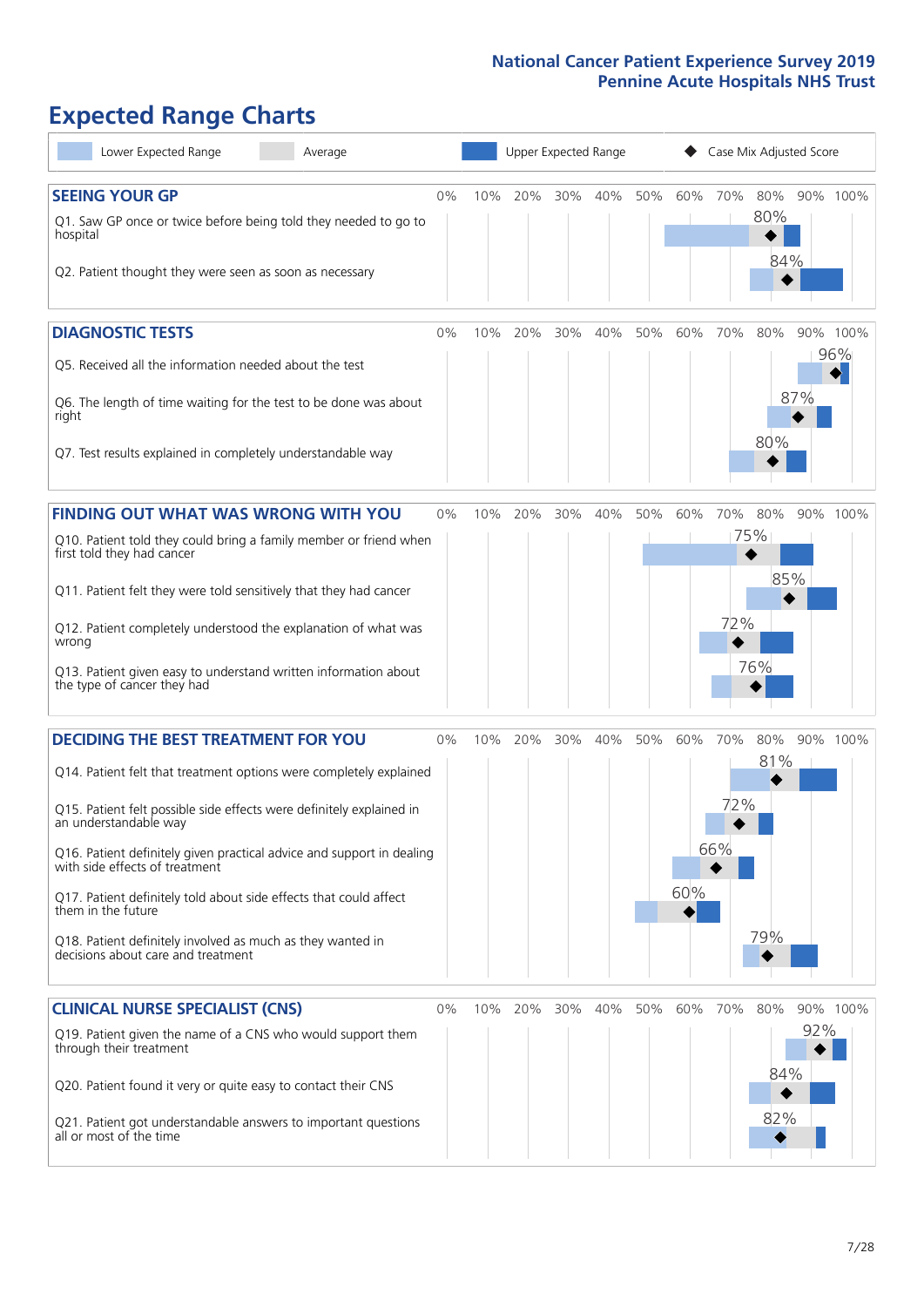# Expected Range Charts

Lower Expected Range | Average | Upper Expected Range | Case Mix Adjusted Score

## SEEING YOUR GP

| Question | Case Mix Adjusted Score |
|---|---|
| Q1. Saw GP once or twice before being told they needed to go to hospital | 80% |
| Q2. Patient thought they were seen as soon as necessary | 84% |

## DIAGNOSTIC TESTS

| Question | Case Mix Adjusted Score |
|---|---|
| Q5. Received all the information needed about the test | 96% |
| Q6. The length of time waiting for the test to be done was about right | 87% |
| Q7. Test results explained in completely understandable way | 80% |

## FINDING OUT WHAT WAS WRONG WITH YOU

| Question | Case Mix Adjusted Score |
|---|---|
| Q10. Patient told they could bring a family member or friend when first told they had cancer | 75% |
| Q11. Patient felt they were told sensitively that they had cancer | 85% |
| Q12. Patient completely understood the explanation of what was wrong | 72% |
| Q13. Patient given easy to understand written information about the type of cancer they had | 76% |

## DECIDING THE BEST TREATMENT FOR YOU

| Question | Case Mix Adjusted Score |
|---|---|
| Q14. Patient felt that treatment options were completely explained | 81% |
| Q15. Patient felt possible side effects were definitely explained in an understandable way | 72% |
| Q16. Patient definitely given practical advice and support in dealing with side effects of treatment | 66% |
| Q17. Patient definitely told about side effects that could affect them in the future | 60% |
| Q18. Patient definitely involved as much as they wanted in decisions about care and treatment | 79% |

## CLINICAL NURSE SPECIALIST (CNS)

| Question | Case Mix Adjusted Score |
|---|---|
| Q19. Patient given the name of a CNS who would support them through their treatment | 92% |
| Q20. Patient found it very or quite easy to contact their CNS | 84% |
| Q21. Patient got understandable answers to important questions all or most of the time | 82% |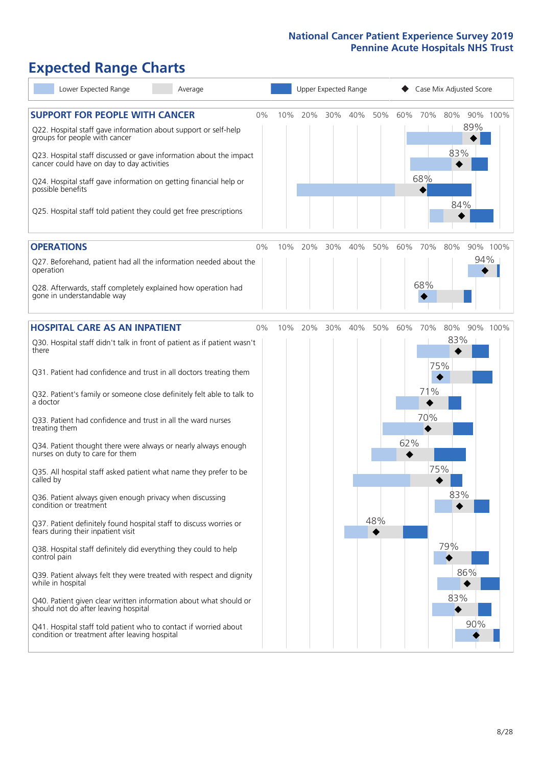National Cancer Patient Experience Survey 2019
Pennine Acute Hospitals NHS Trust

# Expected Range Charts

Lower Expected Range | Average | Upper Expected Range | Case Mix Adjusted Score

## SUPPORT FOR PEOPLE WITH CANCER

| Question | Case Mix Adjusted Score |
|---|---|
| Q22. Hospital staff gave information about support or self-help groups for people with cancer | 89% |
| Q23. Hospital staff discussed or gave information about the impact cancer could have on day to day activities | 83% |
| Q24. Hospital staff gave information on getting financial help or possible benefits | 68% |
| Q25. Hospital staff told patient they could get free prescriptions | 84% |

## OPERATIONS

| Question | Case Mix Adjusted Score |
|---|---|
| Q27. Beforehand, patient had all the information needed about the operation | 94% |
| Q28. Afterwards, staff completely explained how operation had gone in understandable way | 68% |

## HOSPITAL CARE AS AN INPATIENT

| Question | Case Mix Adjusted Score |
|---|---|
| Q30. Hospital staff didn't talk in front of patient as if patient wasn't there | 83% |
| Q31. Patient had confidence and trust in all doctors treating them | 75% |
| Q32. Patient's family or someone close definitely felt able to talk to a doctor | 71% |
| Q33. Patient had confidence and trust in all the ward nurses treating them | 70% |
| Q34. Patient thought there were always or nearly always enough nurses on duty to care for them | 62% |
| Q35. All hospital staff asked patient what name they prefer to be called by | 75% |
| Q36. Patient always given enough privacy when discussing condition or treatment | 83% |
| Q37. Patient definitely found hospital staff to discuss worries or fears during their inpatient visit | 48% |
| Q38. Hospital staff definitely did everything they could to help control pain | 79% |
| Q39. Patient always felt they were treated with respect and dignity while in hospital | 86% |
| Q40. Patient given clear written information about what should or should not do after leaving hospital | 83% |
| Q41. Hospital staff told patient who to contact if worried about condition or treatment after leaving hospital | 90% |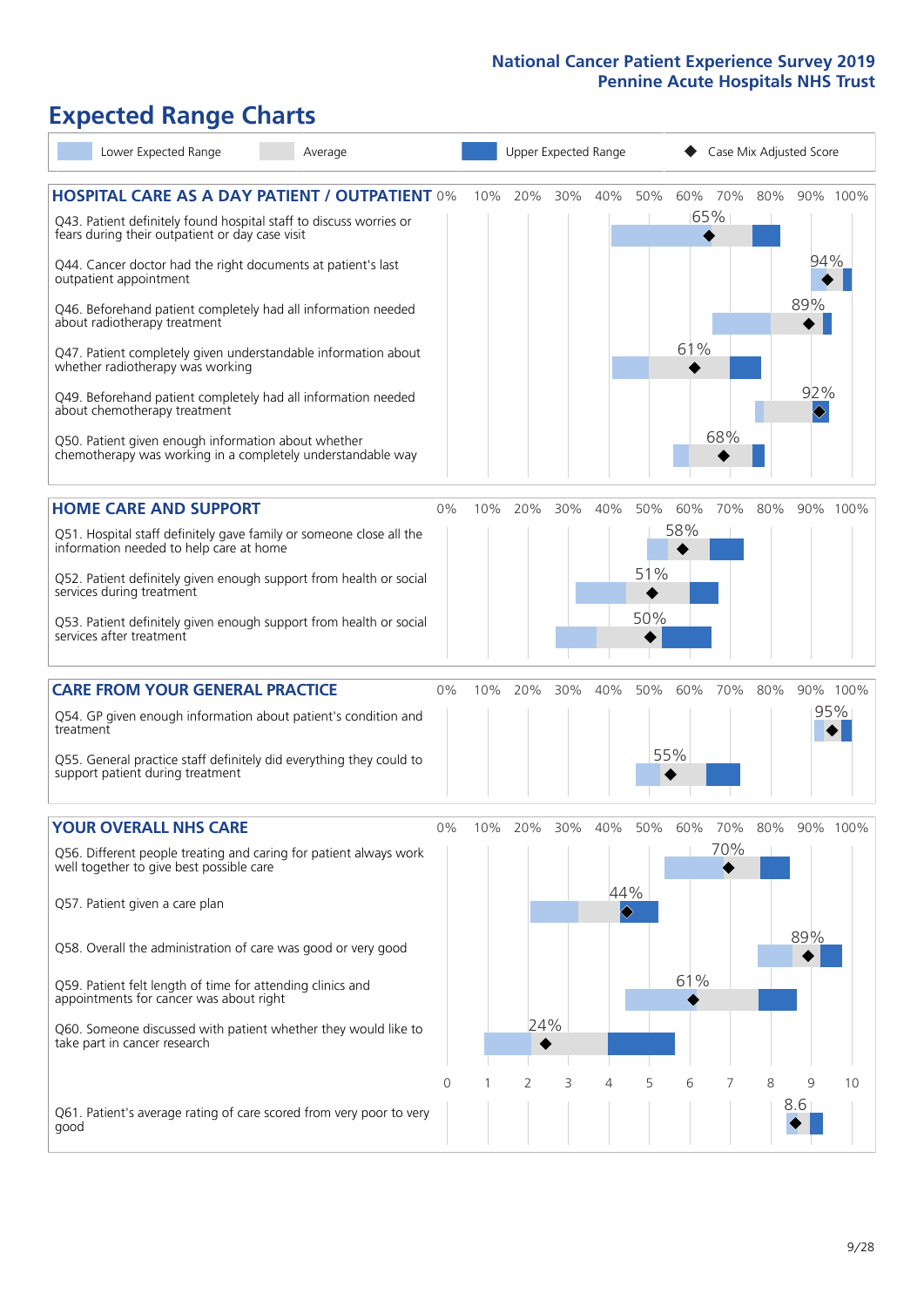# National Cancer Patient Experience Survey 2019
# Pennine Acute Hospitals NHS Trust

## Expected Range Charts

Lower Expected Range | Average | Upper Expected Range | ◆ Case Mix Adjusted Score

### HOSPITAL CARE AS A DAY PATIENT / OUTPATIENT

| Question | Case Mix Adjusted Score |
|---|---|
| Q43. Patient definitely found hospital staff to discuss worries or fears during their outpatient or day case visit | 65% |
| Q44. Cancer doctor had the right documents at patient's last outpatient appointment | 94% |
| Q46. Beforehand patient completely had all information needed about radiotherapy treatment | 89% |
| Q47. Patient completely given understandable information about whether radiotherapy treatment was working | 61% |
| Q49. Beforehand patient completely had all information needed about chemotherapy treatment | 92% |
| Q50. Patient given enough information about whether chemotherapy was working in a completely understandable way | 68% |

### HOME CARE AND SUPPORT

| Question | Case Mix Adjusted Score |
|---|---|
| Q51. Hospital staff definitely gave family or someone close all the information needed to help care at home | 58% |
| Q52. Patient definitely given enough support from health or social services during treatment | 51% |
| Q53. Patient definitely given enough support from health or social services after treatment | 50% |

### CARE FROM YOUR GENERAL PRACTICE

| Question | Case Mix Adjusted Score |
|---|---|
| Q54. GP given enough information about patient's condition and treatment | 95% |
| Q55. General practice staff definitely did everything they could to support patient during treatment | 55% |

### YOUR OVERALL NHS CARE

| Question | Case Mix Adjusted Score |
|---|---|
| Q56. Different people treating and caring for patient always work well together to give best possible care | 70% |
| Q57. Patient given a care plan | 44% |
| Q58. Overall the administration of care was good or very good | 89% |
| Q59. Patient felt length of time for attending clinics and appointments for cancer was about right | 61% |
| Q60. Someone discussed with patient whether they would like to take part in cancer research | 24% |
| Q61. Patient's average rating of care scored from very poor to very good | 8.6 |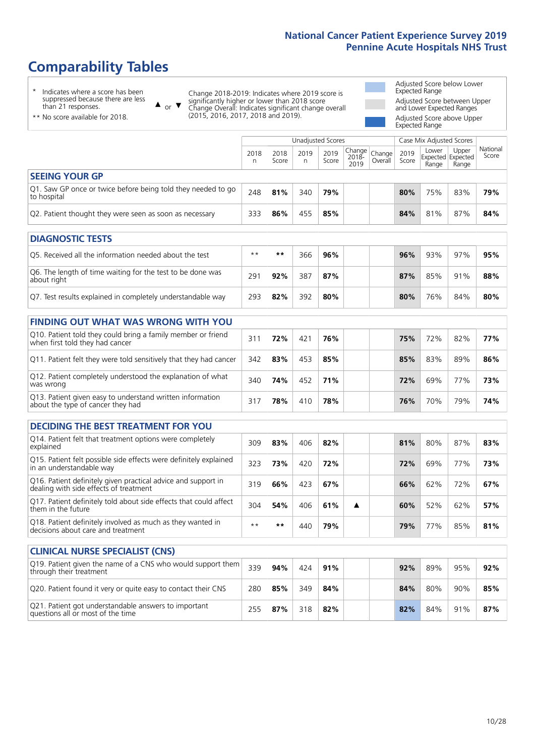# Comparability Tables

- \* Indicates where a score has been suppressed because there are less than 21 responses.
- \*\* No score available for 2018.

▲ or ▼ Change 2018-2019: Indicates where 2019 score is significantly higher or lower than 2018 score. Change Overall: Indicates significant change overall (2015, 2016, 2017, 2018 and 2019).

- Adjusted Score below Lower Expected Range
- Adjusted Score between Upper and Lower Expected Ranges
- Adjusted Score above Upper Expected Range

| | Unadjusted Scores | | | | | | Case Mix Adjusted Scores | | | |
|---|---|---|---|---|---|---|---|---|---|---|
| | 2018 n | 2018 Score | 2019 n | 2019 Score | Change 2018-2019 | Change Overall | 2019 Score | Lower Expected Range | Upper Expected Range | National Score |
| **SEEING YOUR GP** | | | | | | | | | | |
| Q1. Saw GP once or twice before being told they needed to go to hospital | 248 | **81%** | 340 | **79%** | | | **80%** | 75% | 83% | **79%** |
| Q2. Patient thought they were seen as soon as necessary | 333 | **86%** | 455 | **85%** | | | **84%** | 81% | 87% | **84%** |
| **DIAGNOSTIC TESTS** | | | | | | | | | | |
| Q5. Received all the information needed about the test | ** | ** | 366 | **96%** | | | **96%** | 93% | 97% | **95%** |
| Q6. The length of time waiting for the test to be done was about right | 291 | **92%** | 387 | **87%** | | | **87%** | 85% | 91% | **88%** |
| Q7. Test results explained in completely understandable way | 293 | **82%** | 392 | **80%** | | | **80%** | 76% | 84% | **80%** |
| **FINDING OUT WHAT WAS WRONG WITH YOU** | | | | | | | | | | |
| Q10. Patient told they could bring a family member or friend when first told they had cancer | 311 | **72%** | 421 | **76%** | | | **75%** | 72% | 82% | **77%** |
| Q11. Patient felt they were told sensitively that they had cancer | 342 | **83%** | 453 | **85%** | | | **85%** | 83% | 89% | **86%** |
| Q12. Patient completely understood the explanation of what was wrong | 340 | **74%** | 452 | **71%** | | | **72%** | 69% | 77% | **73%** |
| Q13. Patient given easy to understand written information about the type of cancer they had | 317 | **78%** | 410 | **78%** | | | **76%** | 70% | 79% | **74%** |
| **DECIDING THE BEST TREATMENT FOR YOU** | | | | | | | | | | |
| Q14. Patient felt that treatment options were completely explained | 309 | **83%** | 406 | **82%** | | | **81%** | 80% | 87% | **83%** |
| Q15. Patient felt possible side effects were definitely explained in an understandable way | 323 | **73%** | 420 | **72%** | | | **72%** | 69% | 77% | **73%** |
| Q16. Patient definitely given practical advice and support in dealing with side effects of treatment | 319 | **66%** | 423 | **67%** | | | **66%** | 62% | 72% | **67%** |
| Q17. Patient definitely told about side effects that could affect them in the future | 304 | **54%** | 406 | **61%** | ▲ | | **60%** | 52% | 62% | **57%** |
| Q18. Patient definitely involved as much as they wanted in decisions about care and treatment | ** | ** | 440 | **79%** | | | **79%** | 77% | 85% | **81%** |
| **CLINICAL NURSE SPECIALIST (CNS)** | | | | | | | | | | |
| Q19. Patient given the name of a CNS who would support them through their treatment | 339 | **94%** | 424 | **91%** | | | **92%** | 89% | 95% | **92%** |
| Q20. Patient found it very or quite easy to contact their CNS | 280 | **85%** | 349 | **84%** | | | **84%** | 80% | 90% | **85%** |
| Q21. Patient got understandable answers to important questions all or most of the time | 255 | **87%** | 318 | **82%** | | | **82%** | 84% | 91% | **87%** |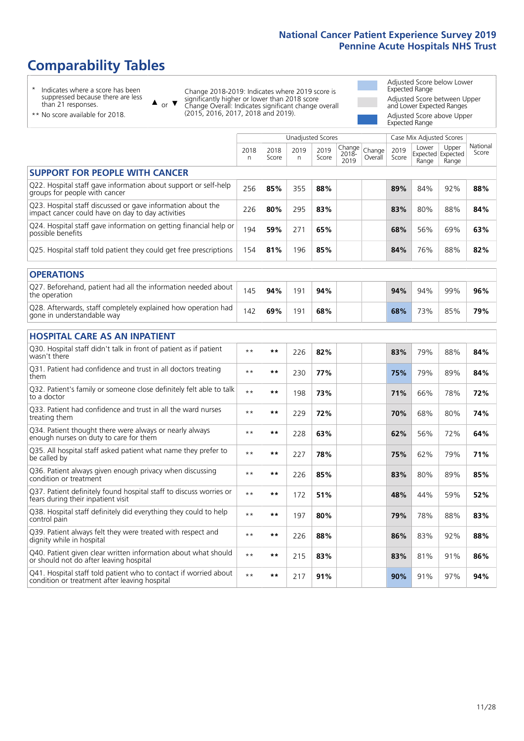# Comparability Tables

- \* Indicates where a score has been suppressed because there are less than 21 responses.
- \*\* No score available for 2018.

▲ or ▼ Change 2018-2019: Indicates where 2019 score is significantly higher or lower than 2018 score. Change Overall: Indicates significant change overall (2015, 2016, 2017, 2018 and 2019).

- Adjusted Score below Lower Expected Range
- Adjusted Score between Upper and Lower Expected Ranges
- Adjusted Score above Upper Expected Range

| | Unadjusted Scores | | | | | | Case Mix Adjusted Scores | | | |
|---|---|---|---|---|---|---|---|---|---|---|
| | 2018 n | 2018 Score | 2019 n | 2019 Score | Change 2018-2019 | Change Overall | 2019 Score | Lower Expected Range | Upper Expected Range | National Score |
| **SUPPORT FOR PEOPLE WITH CANCER** | | | | | | | | | | |
| Q22. Hospital staff gave information about support or self-help groups for people with cancer | 256 | **85%** | 355 | **88%** | | | **89%** | 84% | 92% | **88%** |
| Q23. Hospital staff discussed or gave information about the impact cancer could have on day to day activities | 226 | **80%** | 295 | **83%** | | | **83%** | 80% | 88% | **84%** |
| Q24. Hospital staff gave information on getting financial help or possible benefits | 194 | **59%** | 271 | **65%** | | | **68%** | 56% | 69% | **63%** |
| Q25. Hospital staff told patient they could get free prescriptions | 154 | **81%** | 196 | **85%** | | | **84%** | 76% | 88% | **82%** |
| **OPERATIONS** | | | | | | | | | | |
| Q27. Beforehand, patient had all the information needed about the operation | 145 | **94%** | 191 | **94%** | | | **94%** | 94% | 99% | **96%** |
| Q28. Afterwards, staff completely explained how operation had gone in understandable way | 142 | **69%** | 191 | **68%** | | | **68%** | 73% | 85% | **79%** |
| **HOSPITAL CARE AS AN INPATIENT** | | | | | | | | | | |
| Q30. Hospital staff didn't talk in front of patient as if patient wasn't there | ** | ** | 226 | **82%** | | | **83%** | 79% | 88% | **84%** |
| Q31. Patient had confidence and trust in all doctors treating them | ** | ** | 230 | **77%** | | | **75%** | 79% | 89% | **84%** |
| Q32. Patient's family or someone close definitely felt able to talk to a doctor | ** | ** | 198 | **73%** | | | **71%** | 66% | 78% | **72%** |
| Q33. Patient had confidence and trust in all the ward nurses treating them | ** | ** | 229 | **72%** | | | **70%** | 68% | 80% | **74%** |
| Q34. Patient thought there were always or nearly always enough nurses on duty to care for them | ** | ** | 228 | **63%** | | | **62%** | 56% | 72% | **64%** |
| Q35. All hospital staff asked patient what name they prefer to be called by | ** | ** | 227 | **78%** | | | **75%** | 62% | 79% | **71%** |
| Q36. Patient always given enough privacy when discussing condition or treatment | ** | ** | 226 | **85%** | | | **83%** | 80% | 89% | **85%** |
| Q37. Patient definitely found hospital staff to discuss worries or fears during their inpatient visit | ** | ** | 172 | **51%** | | | **48%** | 44% | 59% | **52%** |
| Q38. Hospital staff definitely did everything they could to help control pain | ** | ** | 197 | **80%** | | | **79%** | 78% | 88% | **83%** |
| Q39. Patient always felt they were treated with respect and dignity while in hospital | ** | ** | 226 | **88%** | | | **86%** | 83% | 92% | **88%** |
| Q40. Patient given clear written information about what should or should not do after leaving hospital | ** | ** | 215 | **83%** | | | **83%** | 81% | 91% | **86%** |
| Q41. Hospital staff told patient who to contact if worried about condition or treatment after leaving hospital | ** | ** | 217 | **91%** | | | **90%** | 91% | 97% | **94%** |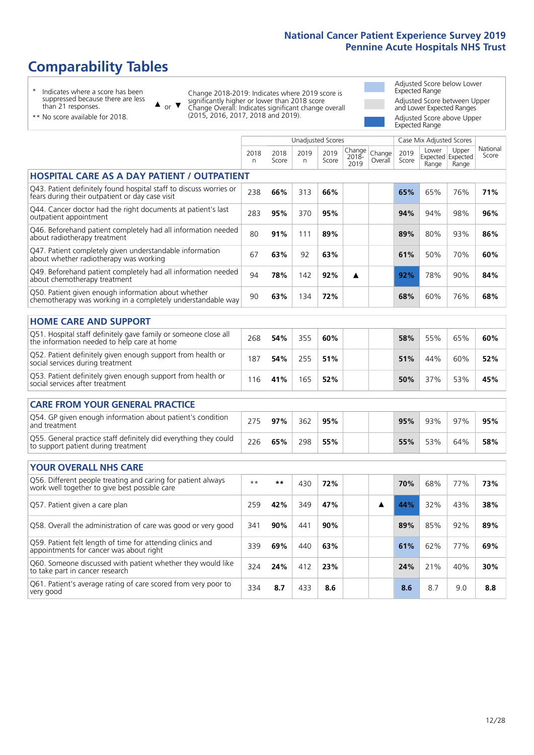# Comparability Tables

- \* Indicates where a score has been suppressed because there are less than 21 responses.
- \*\* No score available for 2018.

▲ or ▼ Change 2018-2019: Indicates where 2019 score is significantly higher or lower than 2018 score. Change Overall: Indicates significant change overall (2015, 2016, 2017, 2018 and 2019).

- Adjusted Score below Lower Expected Range
- Adjusted Score between Upper and Lower Expected Ranges
- Adjusted Score above Upper Expected Range

| | Unadjusted Scores | | | | | | Case Mix Adjusted Scores | | | |
|---|---|---|---|---|---|---|---|---|---|---|
| | 2018 n | 2018 Score | 2019 n | 2019 Score | Change 2018-2019 | Change Overall | 2019 Score | Lower Expected Range | Upper Expected Range | National Score |
| **HOSPITAL CARE AS A DAY PATIENT / OUTPATIENT** | | | | | | | | | | |
| Q43. Patient definitely found hospital staff to discuss worries or fears during their outpatient or day case visit | 238 | 66% | 313 | 66% | | | 65% | 65% | 76% | 71% |
| Q44. Cancer doctor had the right documents at patient's last outpatient appointment | 283 | 95% | 370 | 95% | | | 94% | 94% | 98% | 96% |
| Q46. Beforehand patient completely had all information needed about radiotherapy treatment | 80 | 91% | 111 | 89% | | | 89% | 80% | 93% | 86% |
| Q47. Patient completely given understandable information about whether radiotherapy was working | 67 | 63% | 92 | 63% | | | 61% | 50% | 70% | 60% |
| Q49. Beforehand patient completely had all information needed about chemotherapy treatment | 94 | 78% | 142 | 92% | ▲ | | 92% | 78% | 90% | 84% |
| Q50. Patient given enough information about whether chemotherapy was working in a completely understandable way | 90 | 63% | 134 | 72% | | | 68% | 60% | 76% | 68% |
| **HOME CARE AND SUPPORT** | | | | | | | | | | |
| Q51. Hospital staff definitely gave family or someone close all the information needed to help care at home | 268 | 54% | 355 | 60% | | | 58% | 55% | 65% | 60% |
| Q52. Patient definitely given enough support from health or social services during treatment | 187 | 54% | 255 | 51% | | | 51% | 44% | 60% | 52% |
| Q53. Patient definitely given enough support from health or social services after treatment | 116 | 41% | 165 | 52% | | | 50% | 37% | 53% | 45% |
| **CARE FROM YOUR GENERAL PRACTICE** | | | | | | | | | | |
| Q54. GP given enough information about patient's condition and treatment | 275 | 97% | 362 | 95% | | | 95% | 93% | 97% | 95% |
| Q55. General practice staff definitely did everything they could to support patient during treatment | 226 | 65% | 298 | 55% | | | 55% | 53% | 64% | 58% |
| **YOUR OVERALL NHS CARE** | | | | | | | | | | |
| Q56. Different people treating and caring for patient always work well together to give best possible care | ** | ** | 430 | 72% | | | 70% | 68% | 77% | 73% |
| Q57. Patient given a care plan | 259 | 42% | 349 | 47% | | ▲ | 44% | 32% | 43% | 38% |
| Q58. Overall the administration of care was good or very good | 341 | 90% | 441 | 90% | | | 89% | 85% | 92% | 89% |
| Q59. Patient felt length of time for attending clinics and appointments for cancer was about right | 339 | 69% | 440 | 63% | | | 61% | 62% | 77% | 69% |
| Q60. Someone discussed with patient whether they would like to take part in cancer research | 324 | 24% | 412 | 23% | | | 24% | 21% | 40% | 30% |
| Q61. Patient's average rating of care scored from very poor to very good | 334 | 8.7 | 433 | 8.6 | | | 8.6 | 8.7 | 9.0 | 8.8 |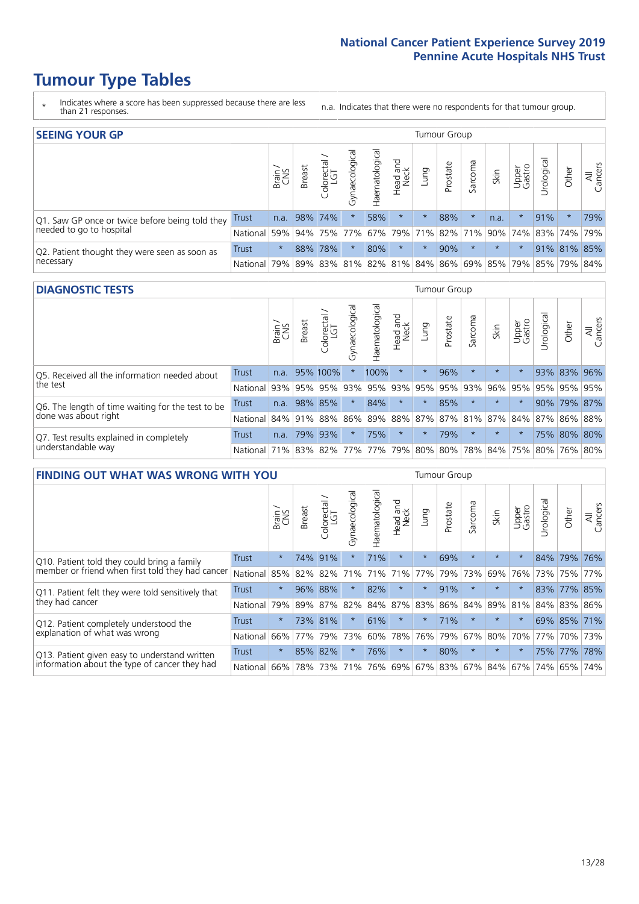# Tumour Type Tables

\* Indicates where a score has been suppressed because there are less than 21 responses.

n.a. Indicates that there were no respondents for that tumour group.

## SEEING YOUR GP

| | | Brain / CNS | Breast | Colorectal / LGT | Gynaecological | Haematological | Head and Neck | Lung | Prostate | Sarcoma | Skin | Upper Gastro | Urological | Other | All Cancers |
|---|---|---|---|---|---|---|---|---|---|---|---|---|---|---|---|
| Q1. Saw GP once or twice before being told they needed to go to hospital | Trust | n.a. | 98% | 74% | * | 58% | * | * | 88% | * | n.a. | * | 91% | * | 79% |
| | National | 59% | 94% | 75% | 77% | 67% | 79% | 71% | 82% | 71% | 90% | 74% | 83% | 74% | 79% |
| Q2. Patient thought they were seen as soon as necessary | Trust | * | 88% | 78% | * | 80% | * | * | 90% | * | * | * | 91% | 81% | 85% |
| | National | 79% | 89% | 83% | 81% | 82% | 81% | 84% | 86% | 69% | 85% | 79% | 85% | 79% | 84% |

## DIAGNOSTIC TESTS

| | | Brain / CNS | Breast | Colorectal / LGT | Gynaecological | Haematological | Head and Neck | Lung | Prostate | Sarcoma | Skin | Upper Gastro | Urological | Other | All Cancers |
|---|---|---|---|---|---|---|---|---|---|---|---|---|---|---|---|
| Q5. Received all the information needed about the test | Trust | n.a. | 95% | 100% | * | 100% | * | * | 96% | * | * | * | 93% | 83% | 96% |
| | National | 93% | 95% | 95% | 93% | 95% | 93% | 95% | 95% | 93% | 96% | 95% | 95% | 95% | 95% |
| Q6. The length of time waiting for the test to be done was about right | Trust | n.a. | 98% | 85% | * | 84% | * | * | 85% | * | * | * | 90% | 79% | 87% |
| | National | 84% | 91% | 88% | 86% | 89% | 88% | 87% | 87% | 81% | 87% | 84% | 87% | 86% | 88% |
| Q7. Test results explained in completely understandable way | Trust | n.a. | 79% | 93% | * | 75% | * | * | 79% | * | * | * | 75% | 80% | 80% |
| | National | 71% | 83% | 82% | 77% | 77% | 79% | 80% | 80% | 78% | 84% | 75% | 80% | 76% | 80% |

## FINDING OUT WHAT WAS WRONG WITH YOU

| | | Brain / CNS | Breast | Colorectal / LGT | Gynaecological | Haematological | Head and Neck | Lung | Prostate | Sarcoma | Skin | Upper Gastro | Urological | Other | All Cancers |
|---|---|---|---|---|---|---|---|---|---|---|---|---|---|---|---|
| Q10. Patient told they could bring a family member or friend when first told they had cancer | Trust | * | 74% | 91% | * | 71% | * | * | 69% | * | * | * | 84% | 79% | 76% |
| | National | 85% | 82% | 82% | 71% | 71% | 71% | 77% | 79% | 73% | 69% | 76% | 73% | 75% | 77% |
| Q11. Patient felt they were told sensitively that they had cancer | Trust | * | 96% | 88% | * | 82% | * | * | 91% | * | * | * | 83% | 77% | 85% |
| | National | 79% | 89% | 87% | 82% | 84% | 87% | 83% | 86% | 84% | 89% | 81% | 84% | 83% | 86% |
| Q12. Patient completely understood the explanation of what was wrong | Trust | * | 73% | 81% | * | 61% | * | * | 71% | * | * | * | 69% | 85% | 71% |
| | National | 66% | 77% | 79% | 73% | 60% | 78% | 76% | 79% | 67% | 80% | 70% | 77% | 70% | 73% |
| Q13. Patient given easy to understand written information about the type of cancer they had | Trust | * | 85% | 82% | * | 76% | * | * | 80% | * | * | * | 75% | 77% | 78% |
| | National | 66% | 78% | 73% | 71% | 76% | 69% | 67% | 83% | 67% | 84% | 67% | 74% | 65% | 74% |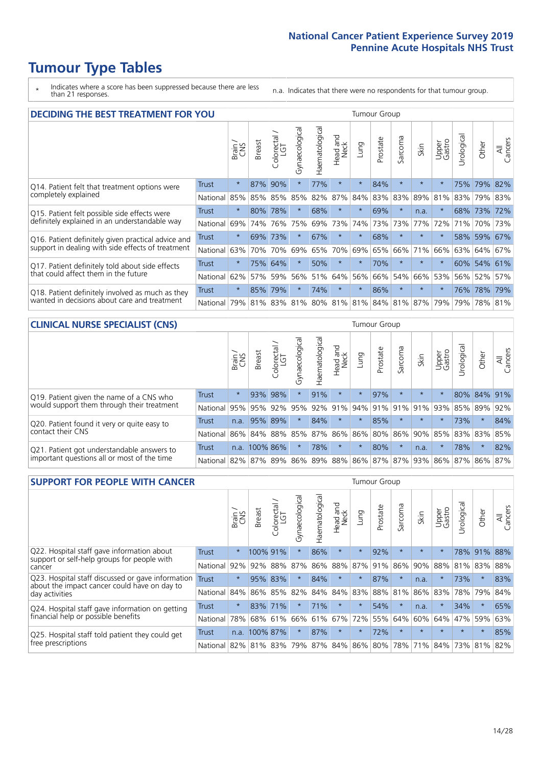# Tumour Type Tables

\* Indicates where a score has been suppressed because there are less than 21 responses.

n.a. Indicates that there were no respondents for that tumour group.

## DECIDING THE BEST TREATMENT FOR YOU

| | | Brain / CNS | Breast | Colorectal / LGT | Gynaecological | Haematological | Head and Neck | Lung | Prostate | Sarcoma | Skin | Upper Gastro | Urological | Other | All Cancers |
|---|---|---|---|---|---|---|---|---|---|---|---|---|---|---|---|
| Q14. Patient felt that treatment options were completely explained | Trust | * | 87% | 90% | * | 77% | * | * | 84% | * | * | * | 75% | 79% | 82% |
| | National | 85% | 85% | 85% | 85% | 82% | 87% | 84% | 83% | 83% | 89% | 81% | 83% | 79% | 83% |
| Q15. Patient felt possible side effects were definitely explained in an understandable way | Trust | * | 80% | 78% | * | 68% | * | * | 69% | * | n.a. | * | 68% | 73% | 72% |
| | National | 69% | 74% | 76% | 75% | 69% | 73% | 74% | 73% | 73% | 77% | 72% | 71% | 70% | 73% |
| Q16. Patient definitely given practical advice and support in dealing with side effects of treatment | Trust | * | 69% | 73% | * | 67% | * | * | 68% | * | * | * | 58% | 59% | 67% |
| | National | 63% | 70% | 70% | 69% | 65% | 70% | 69% | 65% | 66% | 71% | 66% | 63% | 64% | 67% |
| Q17. Patient definitely told about side effects that could affect them in the future | Trust | * | 75% | 64% | * | 50% | * | * | 70% | * | * | * | 60% | 54% | 61% |
| | National | 62% | 57% | 59% | 56% | 51% | 64% | 56% | 66% | 54% | 66% | 53% | 56% | 52% | 57% |
| Q18. Patient definitely involved as much as they wanted in decisions about care and treatment | Trust | * | 85% | 79% | * | 74% | * | * | 86% | * | * | * | 76% | 78% | 79% |
| | National | 79% | 81% | 83% | 81% | 80% | 81% | 81% | 84% | 81% | 87% | 79% | 79% | 78% | 81% |

## CLINICAL NURSE SPECIALIST (CNS)

| | | Brain / CNS | Breast | Colorectal / LGT | Gynaecological | Haematological | Head and Neck | Lung | Prostate | Sarcoma | Skin | Upper Gastro | Urological | Other | All Cancers |
|---|---|---|---|---|---|---|---|---|---|---|---|---|---|---|---|
| Q19. Patient given the name of a CNS who would support them through their treatment | Trust | * | 93% | 98% | * | 91% | * | * | 97% | * | * | * | 80% | 84% | 91% |
| | National | 95% | 95% | 92% | 95% | 92% | 91% | 94% | 91% | 91% | 91% | 93% | 85% | 89% | 92% |
| Q20. Patient found it very or quite easy to contact their CNS | Trust | n.a. | 95% | 89% | * | 84% | * | * | 85% | * | * | * | 73% | * | 84% |
| | National | 86% | 84% | 88% | 85% | 87% | 86% | 86% | 80% | 86% | 90% | 85% | 83% | 83% | 85% |
| Q21. Patient got understandable answers to important questions all or most of the time | Trust | n.a. | 100% | 86% | * | 78% | * | * | 80% | * | n.a. | * | 78% | * | 82% |
| | National | 82% | 87% | 89% | 86% | 89% | 88% | 86% | 87% | 87% | 93% | 86% | 87% | 86% | 87% |

## SUPPORT FOR PEOPLE WITH CANCER

| | | Brain / CNS | Breast | Colorectal / LGT | Gynaecological | Haematological | Head and Neck | Lung | Prostate | Sarcoma | Skin | Upper Gastro | Urological | Other | All Cancers |
|---|---|---|---|---|---|---|---|---|---|---|---|---|---|---|---|
| Q22. Hospital staff gave information about support or self-help groups for people with cancer | Trust | * | 100% | 91% | * | 86% | * | * | 92% | * | * | * | 78% | 91% | 88% |
| | National | 92% | 92% | 88% | 87% | 86% | 88% | 87% | 91% | 86% | 90% | 88% | 81% | 83% | 88% |
| Q23. Hospital staff discussed or gave information about the impact cancer could have on day to day activities | Trust | * | 95% | 83% | * | 84% | * | * | 87% | * | n.a. | * | 73% | * | 83% |
| | National | 84% | 86% | 85% | 82% | 84% | 84% | 83% | 88% | 81% | 86% | 83% | 78% | 79% | 84% |
| Q24. Hospital staff gave information on getting financial help or possible benefits | Trust | * | 83% | 71% | * | 71% | * | * | 54% | * | n.a. | * | 34% | * | 65% |
| | National | 78% | 68% | 61% | 66% | 61% | 67% | 72% | 55% | 64% | 60% | 64% | 47% | 59% | 63% |
| Q25. Hospital staff told patient they could get free prescriptions | Trust | n.a. | 100% | 87% | * | 87% | * | * | 72% | * | * | * | * | * | 85% |
| | National | 82% | 81% | 83% | 79% | 87% | 84% | 86% | 80% | 78% | 71% | 84% | 73% | 81% | 82% |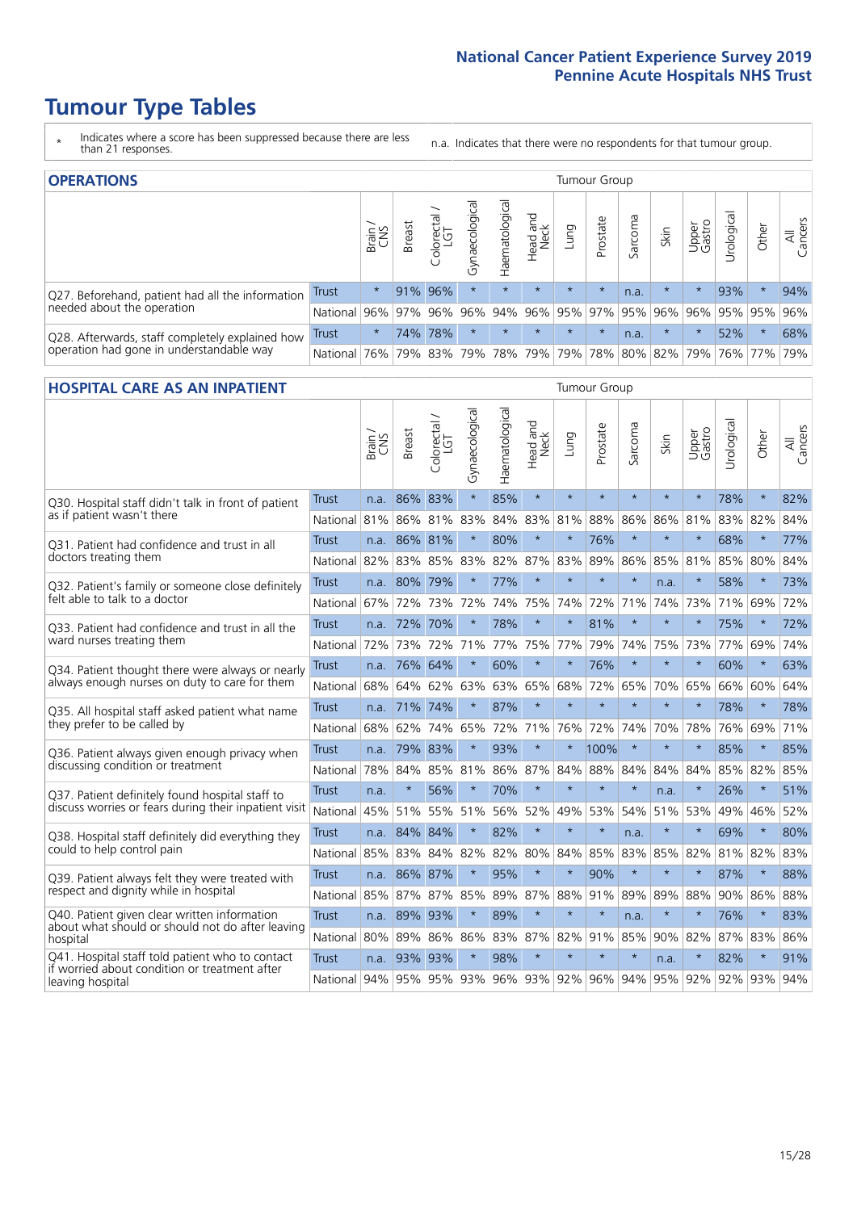# Tumour Type Tables

\* Indicates where a score has been suppressed because there are less than 21 responses.

n.a. Indicates that there were no respondents for that tumour group.

## OPERATIONS

| | | Brain / CNS | Breast | Colorectal / LGT | Gynaecological | Haematological | Head and Neck | Lung | Prostate | Sarcoma | Skin | Upper Gastro | Urological | Other | All Cancers |
|---|---|---|---|---|---|---|---|---|---|---|---|---|---|---|---|
| Q27. Beforehand, patient had all the information needed about the operation | Trust | * | 91% | 96% | * | * | * | * | * | n.a. | * | * | 93% | * | 94% |
| | National | 96% | 97% | 96% | 96% | 94% | 96% | 95% | 97% | 95% | 96% | 96% | 95% | 95% | 96% |
| Q28. Afterwards, staff completely explained how operation had gone in understandable way | Trust | * | 74% | 78% | * | * | * | * | * | n.a. | * | * | 52% | * | 68% |
| | National | 76% | 79% | 83% | 79% | 78% | 79% | 79% | 78% | 80% | 82% | 79% | 76% | 77% | 79% |

## HOSPITAL CARE AS AN INPATIENT

| | | Brain / CNS | Breast | Colorectal / LGT | Gynaecological | Haematological | Head and Neck | Lung | Prostate | Sarcoma | Skin | Upper Gastro | Urological | Other | All Cancers |
|---|---|---|---|---|---|---|---|---|---|---|---|---|---|---|---|
| Q30. Hospital staff didn't talk in front of patient as if patient wasn't there | Trust | n.a. | 86% | 83% | * | 85% | * | * | * | * | * | * | 78% | * | 82% |
| | National | 81% | 86% | 81% | 83% | 84% | 83% | 81% | 88% | 86% | 86% | 81% | 83% | 82% | 84% |
| Q31. Patient had confidence and trust in all doctors treating them | Trust | n.a. | 86% | 81% | * | 80% | * | * | 76% | * | * | * | 68% | * | 77% |
| | National | 82% | 83% | 85% | 83% | 82% | 87% | 83% | 89% | 86% | 85% | 81% | 85% | 80% | 84% |
| Q32. Patient's family or someone close definitely felt able to talk to a doctor | Trust | n.a. | 80% | 79% | * | 77% | * | * | * | * | n.a. | * | 58% | * | 73% |
| | National | 67% | 72% | 73% | 72% | 74% | 75% | 74% | 72% | 71% | 74% | 73% | 71% | 69% | 72% |
| Q33. Patient had confidence and trust in all the ward nurses treating them | Trust | n.a. | 72% | 70% | * | 78% | * | * | 81% | * | * | * | 75% | * | 72% |
| | National | 72% | 73% | 72% | 71% | 77% | 75% | 77% | 79% | 74% | 75% | 73% | 77% | 69% | 74% |
| Q34. Patient thought there were always or nearly always enough nurses on duty to care for them | Trust | n.a. | 76% | 64% | * | 60% | * | * | 76% | * | * | * | 60% | * | 63% |
| | National | 68% | 64% | 62% | 63% | 63% | 65% | 68% | 72% | 65% | 70% | 65% | 66% | 60% | 64% |
| Q35. All hospital staff asked patient what name they prefer to be called by | Trust | n.a. | 71% | 74% | * | 87% | * | * | * | * | * | * | 78% | * | 78% |
| | National | 68% | 62% | 74% | 65% | 72% | 71% | 76% | 72% | 74% | 70% | 78% | 76% | 69% | 71% |
| Q36. Patient always given enough privacy when discussing condition or treatment | Trust | n.a. | 79% | 83% | * | 93% | * | * | 100% | * | * | * | 85% | * | 85% |
| | National | 78% | 84% | 85% | 81% | 86% | 87% | 84% | 88% | 84% | 84% | 84% | 85% | 82% | 85% |
| Q37. Patient definitely found hospital staff to discuss worries or fears during their inpatient visit | Trust | n.a. | * | 56% | * | 70% | * | * | * | * | n.a. | * | 26% | * | 51% |
| | National | 45% | 51% | 55% | 51% | 56% | 52% | 49% | 53% | 54% | 51% | 53% | 49% | 46% | 52% |
| Q38. Hospital staff definitely did everything they could to help control pain | Trust | n.a. | 84% | 84% | * | 82% | * | * | * | n.a. | * | * | 69% | * | 80% |
| | National | 85% | 83% | 84% | 82% | 82% | 80% | 84% | 85% | 83% | 85% | 82% | 81% | 82% | 83% |
| Q39. Patient always felt they were treated with respect and dignity while in hospital | Trust | n.a. | 86% | 87% | * | 95% | * | * | 90% | * | * | * | 87% | * | 88% |
| | National | 85% | 87% | 87% | 85% | 89% | 87% | 88% | 91% | 89% | 89% | 88% | 90% | 86% | 88% |
| Q40. Patient given clear written information about what should or should not do after leaving hospital | Trust | n.a. | 89% | 93% | * | 89% | * | * | * | n.a. | * | * | 76% | * | 83% |
| | National | 80% | 89% | 86% | 86% | 83% | 87% | 82% | 91% | 85% | 90% | 82% | 87% | 83% | 86% |
| Q41. Hospital staff told patient who to contact if worried about condition or treatment after leaving hospital | Trust | n.a. | 93% | 93% | * | 98% | * | * | * | * | n.a. | * | 82% | * | 91% |
| | National | 94% | 95% | 95% | 93% | 96% | 93% | 92% | 96% | 94% | 95% | 92% | 92% | 93% | 94% |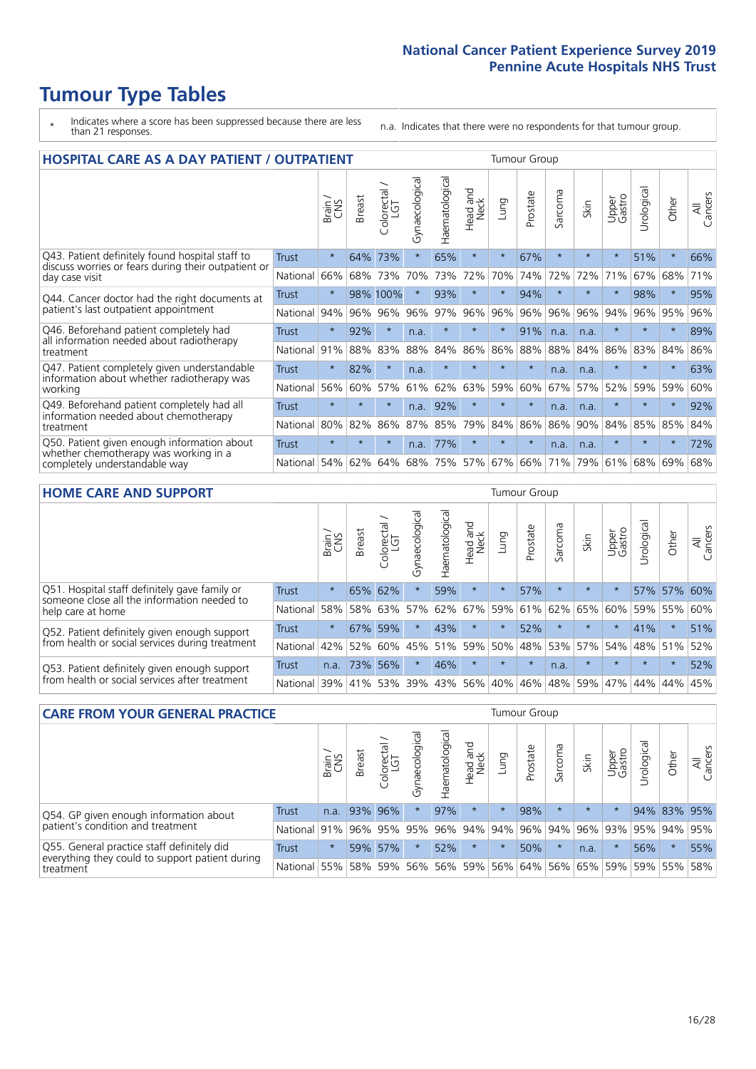# Tumour Type Tables

\* Indicates where a score has been suppressed because there are less than 21 responses.

n.a. Indicates that there were no respondents for that tumour group.

## HOSPITAL CARE AS A DAY PATIENT / OUTPATIENT

| | | Brain / CNS | Breast | Colorectal / LGT | Gynaecological | Haematological | Head and Neck | Lung | Prostate | Sarcoma | Skin | Upper Gastro | Urological | Other | All Cancers |
|---|---|---|---|---|---|---|---|---|---|---|---|---|---|---|---|
| Q43. Patient definitely found hospital staff to discuss worries or fears during their outpatient or day case visit | Trust | * | 64% | 73% | * | 65% | * | * | 67% | * | * | * | 51% | * | 66% |
| | National | 66% | 68% | 73% | 70% | 73% | 72% | 70% | 74% | 72% | 72% | 71% | 67% | 68% | 71% |
| Q44. Cancer doctor had the right documents at patient's last outpatient appointment | Trust | * | 98% | 100% | * | 93% | * | * | 94% | * | * | * | 98% | * | 95% |
| | National | 94% | 96% | 96% | 96% | 97% | 96% | 96% | 96% | 96% | 96% | 94% | 96% | 95% | 96% |
| Q46. Beforehand patient completely had all information needed about radiotherapy treatment | Trust | * | 92% | * | n.a. | * | * | * | 91% | n.a. | n.a. | * | * | * | 89% |
| | National | 91% | 88% | 83% | 88% | 84% | 86% | 86% | 88% | 88% | 84% | 86% | 83% | 84% | 86% |
| Q47. Patient completely given understandable information about whether radiotherapy was working | Trust | * | 82% | * | n.a. | * | * | * | * | n.a. | n.a. | * | * | * | 63% |
| | National | 56% | 60% | 57% | 61% | 62% | 63% | 59% | 60% | 67% | 57% | 52% | 59% | 59% | 60% |
| Q49. Beforehand patient completely had all information needed about chemotherapy treatment | Trust | * | * | * | n.a. | 92% | * | * | * | n.a. | n.a. | * | * | * | 92% |
| | National | 80% | 82% | 86% | 87% | 85% | 79% | 84% | 86% | 86% | 90% | 84% | 85% | 85% | 84% |
| Q50. Patient given enough information about whether chemotherapy was working in a completely understandable way | Trust | * | * | * | n.a. | 77% | * | * | * | n.a. | n.a. | * | * | * | 72% |
| | National | 54% | 62% | 64% | 68% | 75% | 57% | 67% | 66% | 71% | 79% | 61% | 68% | 69% | 68% |

## HOME CARE AND SUPPORT

| | | Brain / CNS | Breast | Colorectal / LGT | Gynaecological | Haematological | Head and Neck | Lung | Prostate | Sarcoma | Skin | Upper Gastro | Urological | Other | All Cancers |
|---|---|---|---|---|---|---|---|---|---|---|---|---|---|---|---|
| Q51. Hospital staff definitely gave family or someone close all the information needed to help care at home | Trust | * | 65% | 62% | * | 59% | * | * | 57% | * | * | * | 57% | 57% | 60% |
| | National | 58% | 58% | 63% | 57% | 62% | 67% | 59% | 61% | 62% | 65% | 60% | 59% | 55% | 60% |
| Q52. Patient definitely given enough support from health or social services during treatment | Trust | * | 67% | 59% | * | 43% | * | * | 52% | * | * | * | 41% | * | 51% |
| | National | 42% | 52% | 60% | 45% | 51% | 59% | 50% | 48% | 53% | 57% | 54% | 48% | 51% | 52% |
| Q53. Patient definitely given enough support from health or social services after treatment | Trust | n.a. | 73% | 56% | * | 46% | * | * | * | n.a. | * | * | * | * | 52% |
| | National | 39% | 41% | 53% | 39% | 43% | 56% | 40% | 46% | 48% | 59% | 47% | 44% | 44% | 45% |

## CARE FROM YOUR GENERAL PRACTICE

| | | Brain / CNS | Breast | Colorectal / LGT | Gynaecological | Haematological | Head and Neck | Lung | Prostate | Sarcoma | Skin | Upper Gastro | Urological | Other | All Cancers |
|---|---|---|---|---|---|---|---|---|---|---|---|---|---|---|---|
| Q54. GP given enough information about patient's condition and treatment | Trust | n.a. | 93% | 96% | * | 97% | * | * | 98% | * | * | * | 94% | 83% | 95% |
| | National | 91% | 96% | 95% | 95% | 96% | 94% | 94% | 96% | 94% | 96% | 93% | 95% | 94% | 95% |
| Q55. General practice staff definitely did everything they could to support patient during treatment | Trust | * | 59% | 57% | * | 52% | * | * | 50% | * | n.a. | * | 56% | * | 55% |
| | National | 55% | 58% | 59% | 56% | 56% | 59% | 56% | 64% | 56% | 65% | 59% | 59% | 55% | 58% |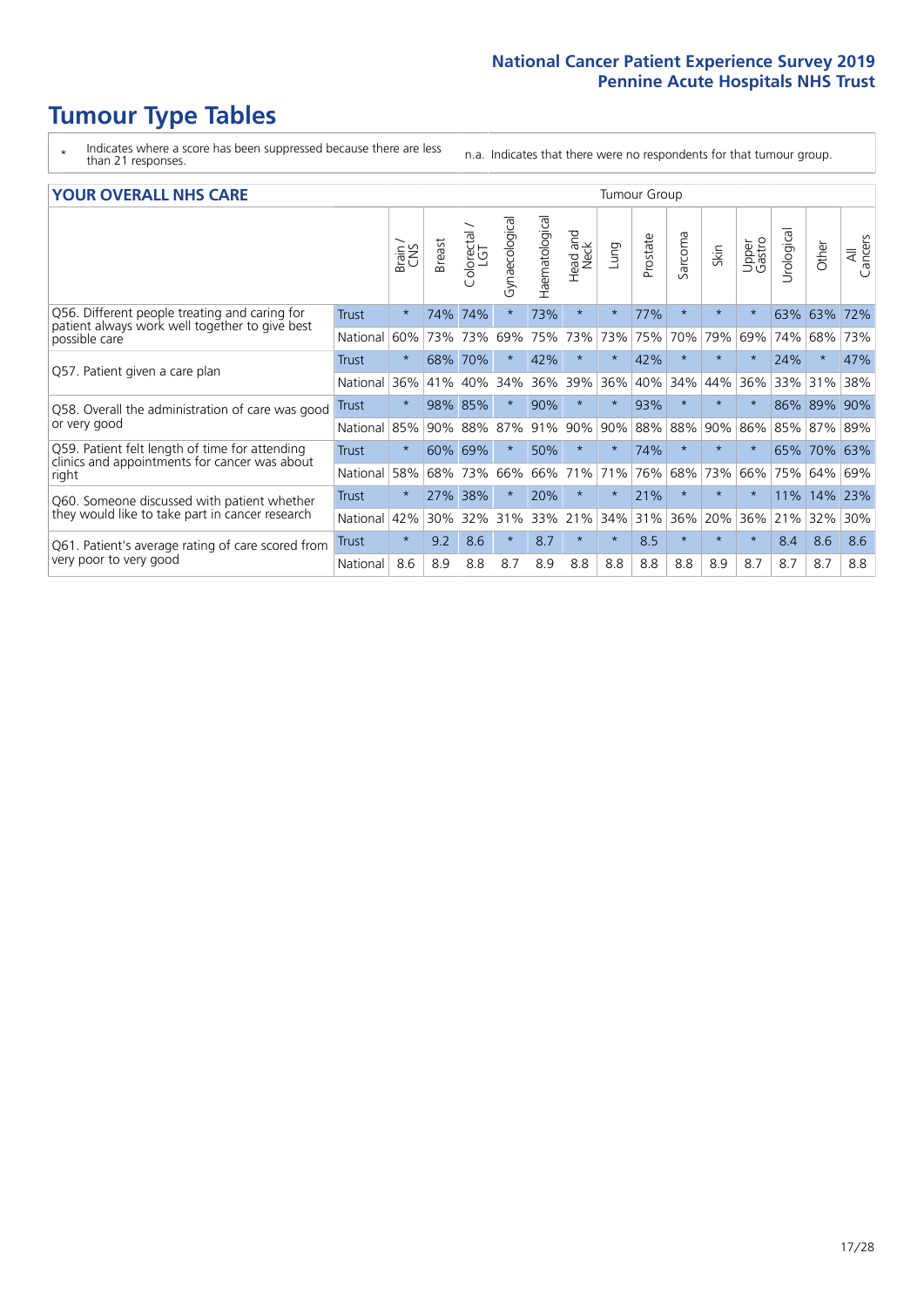# Tumour Type Tables

\* Indicates where a score has been suppressed because there are less than 21 responses.

n.a. Indicates that there were no respondents for that tumour group.

## YOUR OVERALL NHS CARE

| | | Brain / CNS | Breast | Colorectal / LGT | Gynaecological | Haematological | Head and Neck | Lung | Prostate | Sarcoma | Skin | Upper Gastro | Urological | Other | All Cancers |
|---|---|---|---|---|---|---|---|---|---|---|---|---|---|---|---|
| Q56. Different people treating and caring for patient always work well together to give best possible care | Trust | * | 74% | 74% | * | 73% | * | * | 77% | * | * | * | 63% | 63% | 72% |
| | National | 60% | 73% | 73% | 69% | 75% | 73% | 73% | 75% | 70% | 79% | 69% | 74% | 68% | 73% |
| Q57. Patient given a care plan | Trust | * | 68% | 70% | * | 42% | * | * | 42% | * | * | * | 24% | * | 47% |
| | National | 36% | 41% | 40% | 34% | 36% | 39% | 36% | 40% | 34% | 44% | 36% | 33% | 31% | 38% |
| Q58. Overall the administration of care was good or very good | Trust | * | 98% | 85% | * | 90% | * | * | 93% | * | * | * | 86% | 89% | 90% |
| | National | 85% | 90% | 88% | 87% | 91% | 90% | 90% | 88% | 88% | 90% | 86% | 85% | 87% | 89% |
| Q59. Patient felt length of time for attending clinics and appointments for cancer was about right | Trust | * | 60% | 69% | * | 50% | * | * | 74% | * | * | * | 65% | 70% | 63% |
| | National | 58% | 68% | 73% | 66% | 66% | 71% | 71% | 76% | 68% | 73% | 66% | 75% | 64% | 69% |
| Q60. Someone discussed with patient whether they would like to take part in cancer research | Trust | * | 27% | 38% | * | 20% | * | * | 21% | * | * | * | 11% | 14% | 23% |
| | National | 42% | 30% | 32% | 31% | 33% | 21% | 34% | 31% | 36% | 20% | 36% | 21% | 32% | 30% |
| Q61. Patient's average rating of care scored from very poor to very good | Trust | * | 9.2 | 8.6 | * | 8.7 | * | * | 8.5 | * | * | * | 8.4 | 8.6 | 8.6 |
| | National | 8.6 | 8.9 | 8.8 | 8.7 | 8.9 | 8.8 | 8.8 | 8.8 | 8.8 | 8.9 | 8.7 | 8.7 | 8.7 | 8.8 |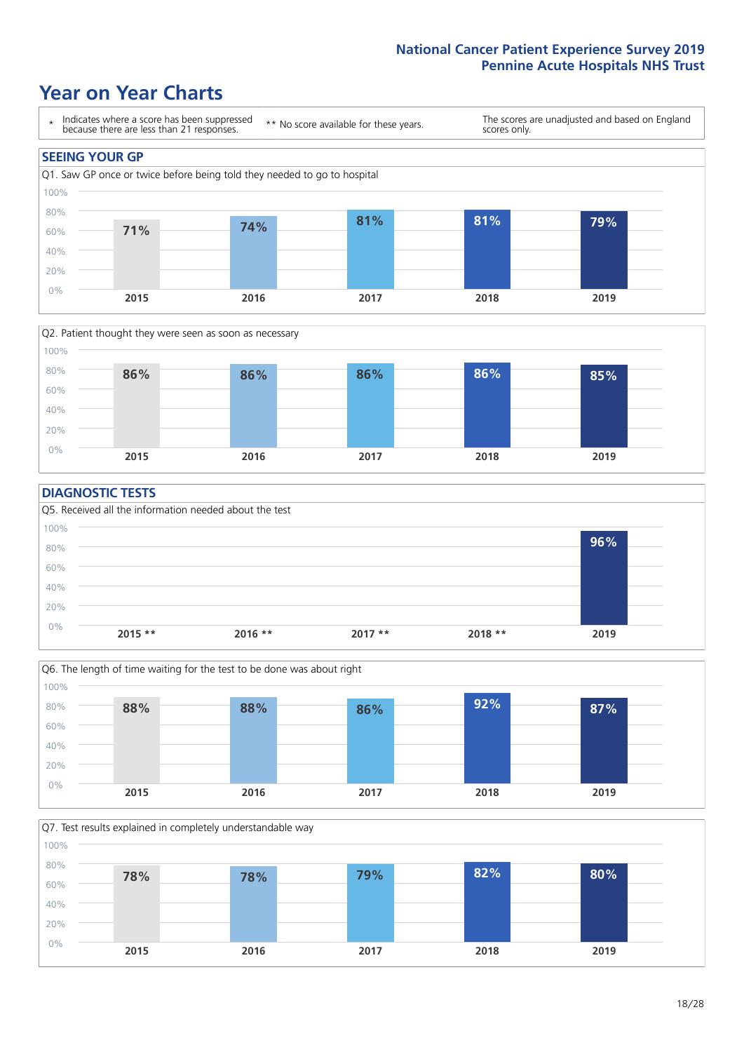# Year on Year Charts

\* Indicates where a score has been suppressed because there are less than 21 responses.

\*\* No score available for these years.

The scores are unadjusted and based on England scores only.

## SEEING YOUR GP

Q1. Saw GP once or twice before being told they needed to go to hospital

| 2015 | 2016 | 2017 | 2018 | 2019 |
|---|---|---|---|---|
| 71% | 74% | 81% | 81% | 79% |

Q2. Patient thought they were seen as soon as necessary

| 2015 | 2016 | 2017 | 2018 | 2019 |
|---|---|---|---|---|
| 86% | 86% | 86% | 86% | 85% |

## DIAGNOSTIC TESTS

Q5. Received all the information needed about the test

| 2015 ** | 2016 ** | 2017 ** | 2018 ** | 2019 |
|---|---|---|---|---|
| | | | | 96% |

Q6. The length of time waiting for the test to be done was about right

| 2015 | 2016 | 2017 | 2018 | 2019 |
|---|---|---|---|---|
| 88% | 88% | 86% | 92% | 87% |

Q7. Test results explained in completely understandable way

| 2015 | 2016 | 2017 | 2018 | 2019 |
|---|---|---|---|---|
| 78% | 78% | 79% | 82% | 80% |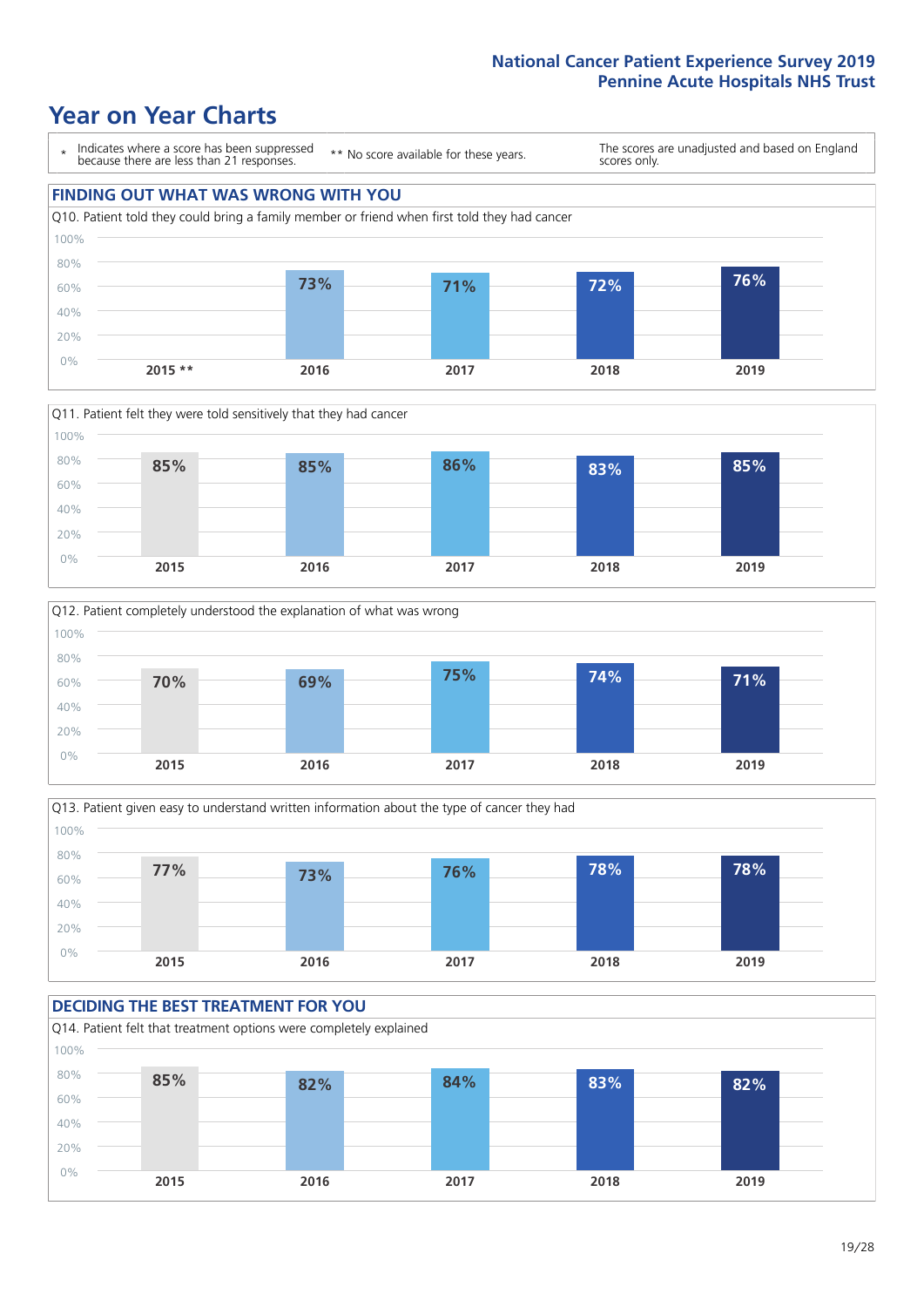## National Cancer Patient Experience Survey 2019
## Pennine Acute Hospitals NHS Trust

# Year on Year Charts

\* Indicates where a score has been suppressed because there are less than 21 responses. ** No score available for these years. The scores are unadjusted and based on England scores only.

## FINDING OUT WHAT WAS WRONG WITH YOU

Q10. Patient told they could bring a family member or friend when first told they had cancer

| 2015 ** | 2016 | 2017 | 2018 | 2019 |
|---|---|---|---|---|
| | 73% | 71% | 72% | 76% |

Q11. Patient felt they were told sensitively that they had cancer

| 2015 | 2016 | 2017 | 2018 | 2019 |
|---|---|---|---|---|
| 85% | 85% | 86% | 83% | 85% |

Q12. Patient completely understood the explanation of what was wrong

| 2015 | 2016 | 2017 | 2018 | 2019 |
|---|---|---|---|---|
| 70% | 69% | 75% | 74% | 71% |

Q13. Patient given easy to understand written information about the type of cancer they had

| 2015 | 2016 | 2017 | 2018 | 2019 |
|---|---|---|---|---|
| 77% | 73% | 76% | 78% | 78% |

## DECIDING THE BEST TREATMENT FOR YOU

Q14. Patient felt that treatment options were completely explained

| 2015 | 2016 | 2017 | 2018 | 2019 |
|---|---|---|---|---|
| 85% | 82% | 84% | 83% | 82% |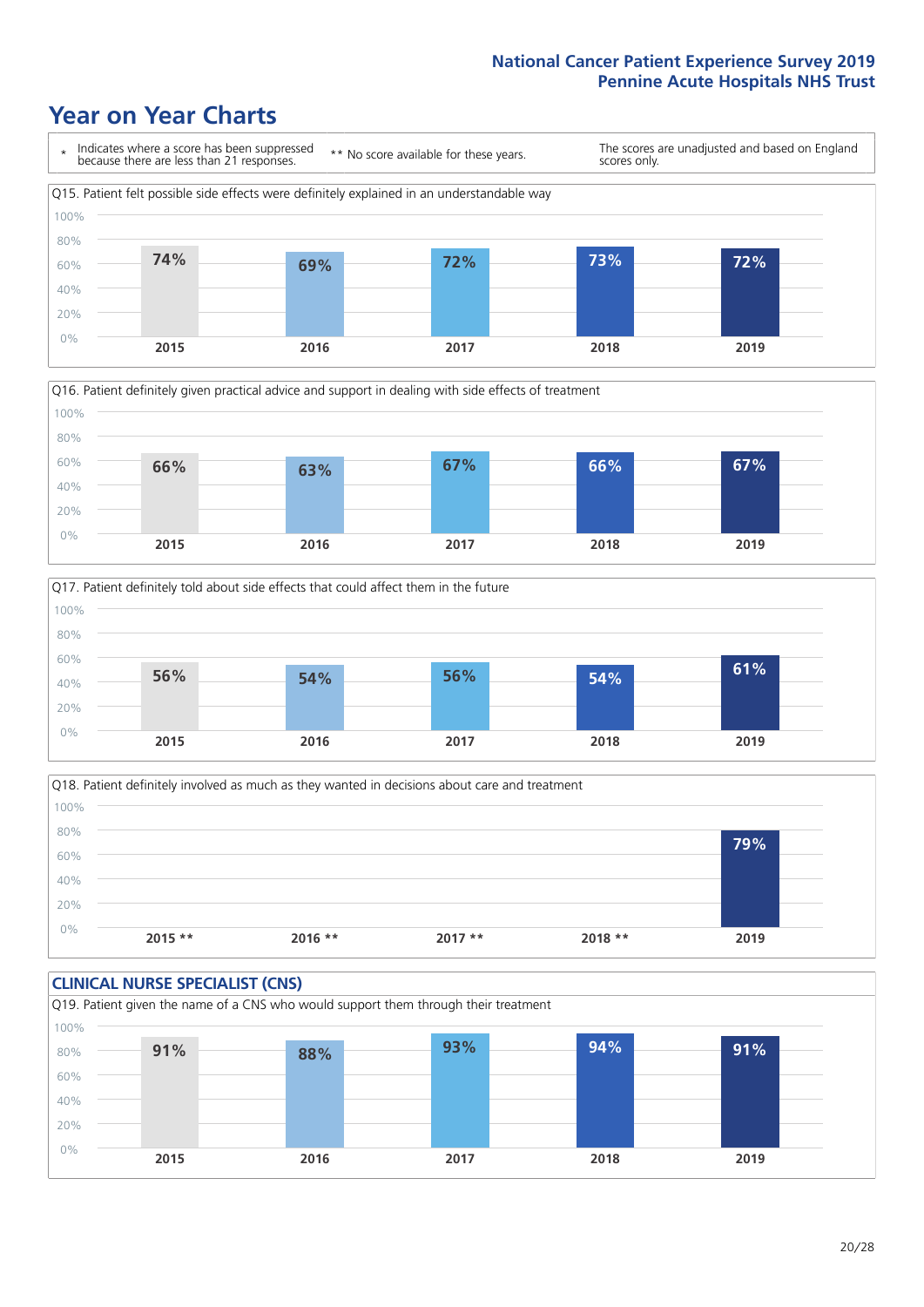# Year on Year Charts

\* Indicates where a score has been suppressed because there are less than 21 responses.

** No score available for these years.

The scores are unadjusted and based on England scores only.

Q15. Patient felt possible side effects were definitely explained in an understandable way

| 2015 | 2016 | 2017 | 2018 | 2019 |
|---|---|---|---|---|
| 74% | 69% | 72% | 73% | 72% |

Q16. Patient definitely given practical advice and support in dealing with side effects of treatment

| 2015 | 2016 | 2017 | 2018 | 2019 |
|---|---|---|---|---|
| 66% | 63% | 67% | 66% | 67% |

Q17. Patient definitely told about side effects that could affect them in the future

| 2015 | 2016 | 2017 | 2018 | 2019 |
|---|---|---|---|---|
| 56% | 54% | 56% | 54% | 61% |

Q18. Patient definitely involved as much as they wanted in decisions about care and treatment

| 2015 ** | 2016 ** | 2017 ** | 2018 ** | 2019 |
|---|---|---|---|---|
| | | | | 79% |

## CLINICAL NURSE SPECIALIST (CNS)

Q19. Patient given the name of a CNS who would support them through their treatment

| 2015 | 2016 | 2017 | 2018 | 2019 |
|---|---|---|---|---|
| 91% | 88% | 93% | 94% | 91% |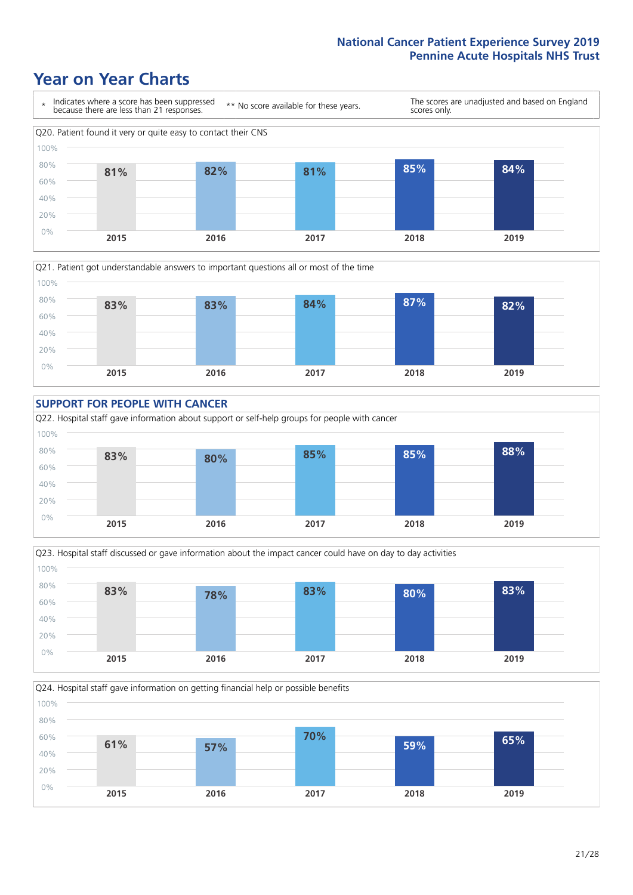# Year on Year Charts

| * Indicates where a score has been suppressed because there are less than 21 responses. | ** No score available for these years. | The scores are unadjusted and based on England scores only. |
|---|---|---|

Q20. Patient found it very or quite easy to contact their CNS

| 2015 | 2016 | 2017 | 2018 | 2019 |
|---|---|---|---|---|
| 81% | 82% | 81% | 85% | 84% |

Q21. Patient got understandable answers to important questions all or most of the time

| 2015 | 2016 | 2017 | 2018 | 2019 |
|---|---|---|---|---|
| 83% | 83% | 84% | 87% | 82% |

## SUPPORT FOR PEOPLE WITH CANCER

Q22. Hospital staff gave information about support or self-help groups for people with cancer

| 2015 | 2016 | 2017 | 2018 | 2019 |
|---|---|---|---|---|
| 83% | 80% | 85% | 85% | 88% |

Q23. Hospital staff discussed or gave information about the impact cancer could have on day to day activities

| 2015 | 2016 | 2017 | 2018 | 2019 |
|---|---|---|---|---|
| 83% | 78% | 83% | 80% | 83% |

Q24. Hospital staff gave information on getting financial help or possible benefits

| 2015 | 2016 | 2017 | 2018 | 2019 |
|---|---|---|---|---|
| 61% | 57% | 70% | 59% | 65% |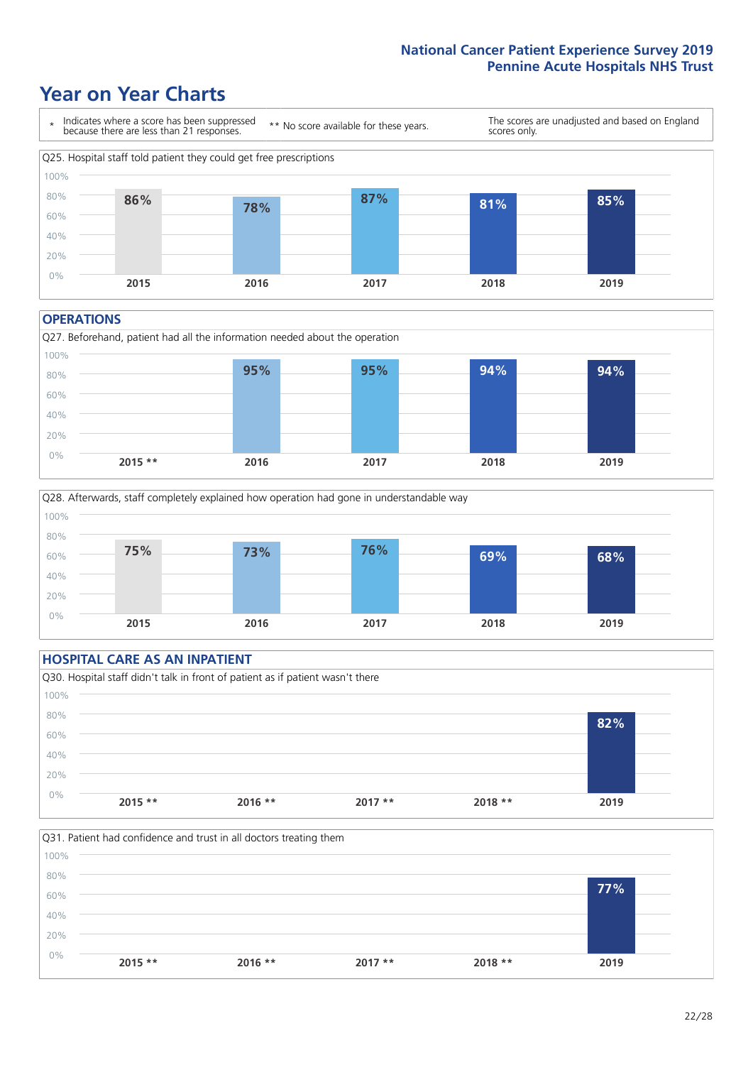National Cancer Patient Experience Survey 2019
Pennine Acute Hospitals NHS Trust

# Year on Year Charts

\* Indicates where a score has been suppressed because there are less than 21 responses.

** No score available for these years.

The scores are unadjusted and based on England scores only.

Q25. Hospital staff told patient they could get free prescriptions

| 2015 | 2016 | 2017 | 2018 | 2019 |
|---|---|---|---|---|
| 86% | 78% | 87% | 81% | 85% |

## OPERATIONS

Q27. Beforehand, patient had all the information needed about the operation

| 2015 ** | 2016 | 2017 | 2018 | 2019 |
|---|---|---|---|---|
| | 95% | 95% | 94% | 94% |

Q28. Afterwards, staff completely explained how operation had gone in understandable way

| 2015 | 2016 | 2017 | 2018 | 2019 |
|---|---|---|---|---|
| 75% | 73% | 76% | 69% | 68% |

## HOSPITAL CARE AS AN INPATIENT

Q30. Hospital staff didn't talk in front of patient as if patient wasn't there

| 2015 ** | 2016 ** | 2017 ** | 2018 ** | 2019 |
|---|---|---|---|---|
| | | | | 82% |

Q31. Patient had confidence and trust in all doctors treating them

| 2015 ** | 2016 ** | 2017 ** | 2018 ** | 2019 |
|---|---|---|---|---|
| | | | | 77% |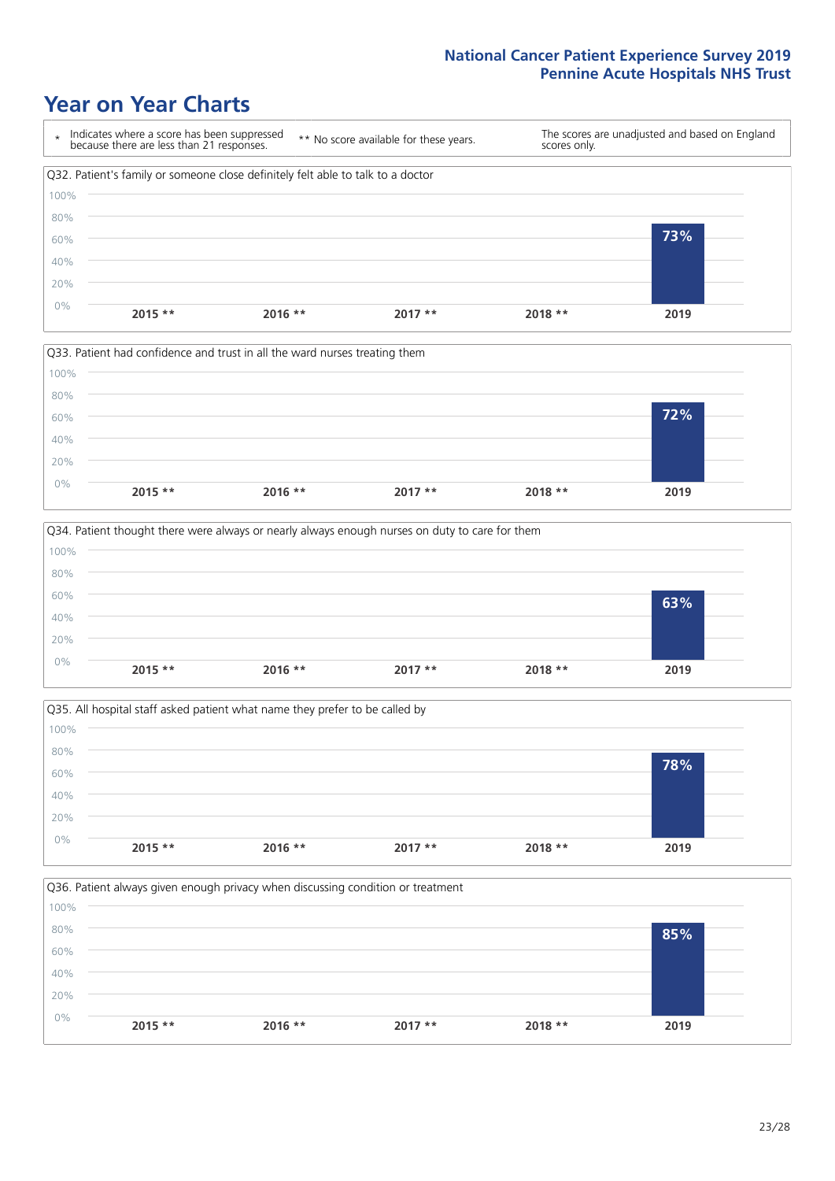# Year on Year Charts

\* Indicates where a score has been suppressed because there are less than 21 responses.

** No score available for these years.

The scores are unadjusted and based on England scores only.

Q32. Patient's family or someone close definitely felt able to talk to a doctor

| 2015 ** | 2016 ** | 2017 ** | 2018 ** | 2019 |
|---|---|---|---|---|
| | | | | 73% |

Q33. Patient had confidence and trust in all the ward nurses treating them

| 2015 ** | 2016 ** | 2017 ** | 2018 ** | 2019 |
|---|---|---|---|---|
| | | | | 72% |

Q34. Patient thought there were always or nearly always enough nurses on duty to care for them

| 2015 ** | 2016 ** | 2017 ** | 2018 ** | 2019 |
|---|---|---|---|---|
| | | | | 63% |

Q35. All hospital staff asked patient what name they prefer to be called by

| 2015 ** | 2016 ** | 2017 ** | 2018 ** | 2019 |
|---|---|---|---|---|
| | | | | 78% |

Q36. Patient always given enough privacy when discussing condition or treatment

| 2015 ** | 2016 ** | 2017 ** | 2018 ** | 2019 |
|---|---|---|---|---|
| | | | | 85% |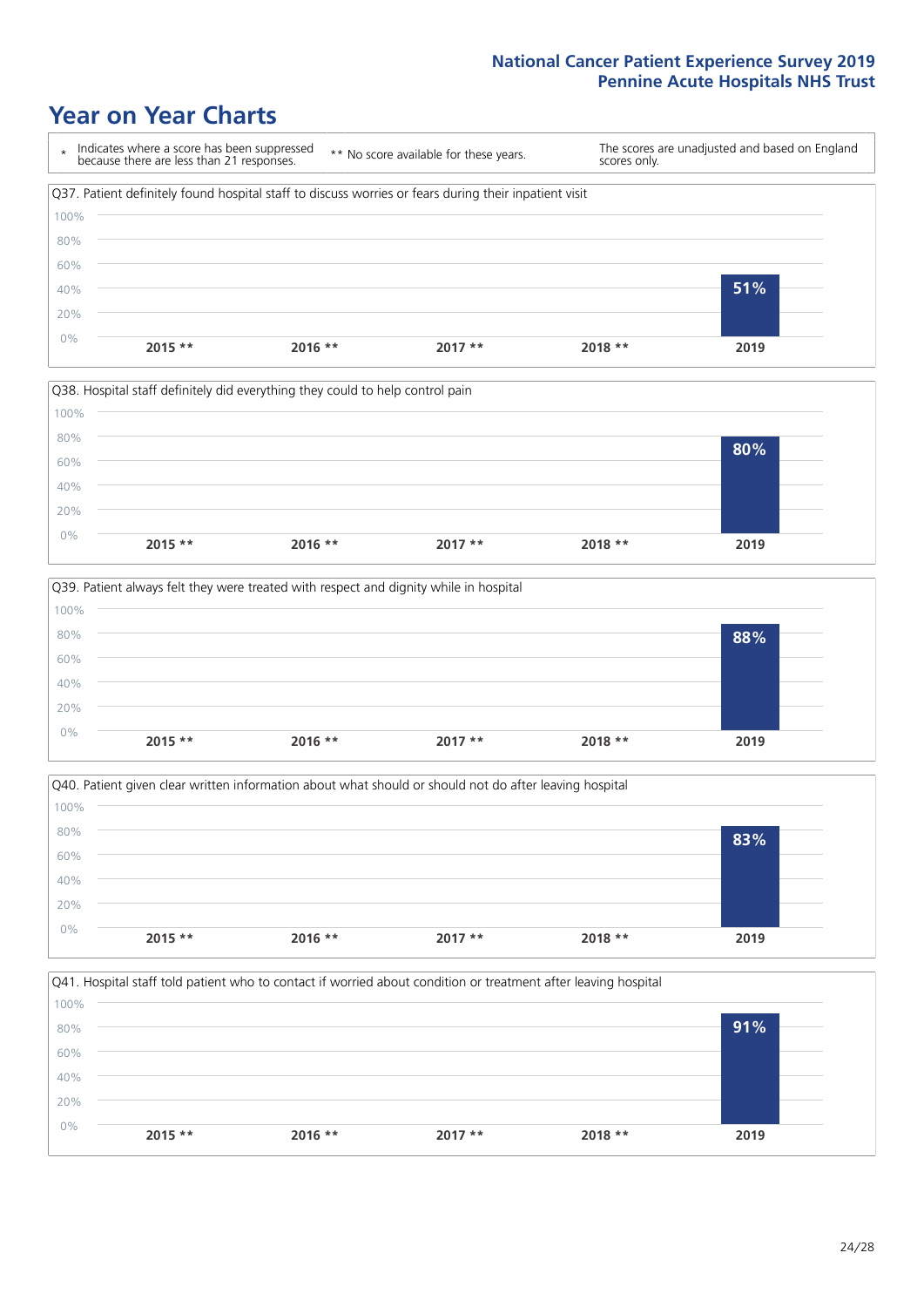# Year on Year Charts

\* Indicates where a score has been suppressed because there are less than 21 responses.

\*\* No score available for these years.

The scores are unadjusted and based on England scores only.

Q37. Patient definitely found hospital staff to discuss worries or fears during their inpatient visit

| 2015 ** | 2016 ** | 2017 ** | 2018 ** | 2019 |
|---|---|---|---|---|
| | | | | 51% |

Q38. Hospital staff definitely did everything they could to help control pain

| 2015 ** | 2016 ** | 2017 ** | 2018 ** | 2019 |
|---|---|---|---|---|
| | | | | 80% |

Q39. Patient always felt they were treated with respect and dignity while in hospital

| 2015 ** | 2016 ** | 2017 ** | 2018 ** | 2019 |
|---|---|---|---|---|
| | | | | 88% |

Q40. Patient given clear written information about what should or should not do after leaving hospital

| 2015 ** | 2016 ** | 2017 ** | 2018 ** | 2019 |
|---|---|---|---|---|
| | | | | 83% |

Q41. Hospital staff told patient who to contact if worried about condition or treatment after leaving hospital

| 2015 ** | 2016 ** | 2017 ** | 2018 ** | 2019 |
|---|---|---|---|---|
| | | | | 91% |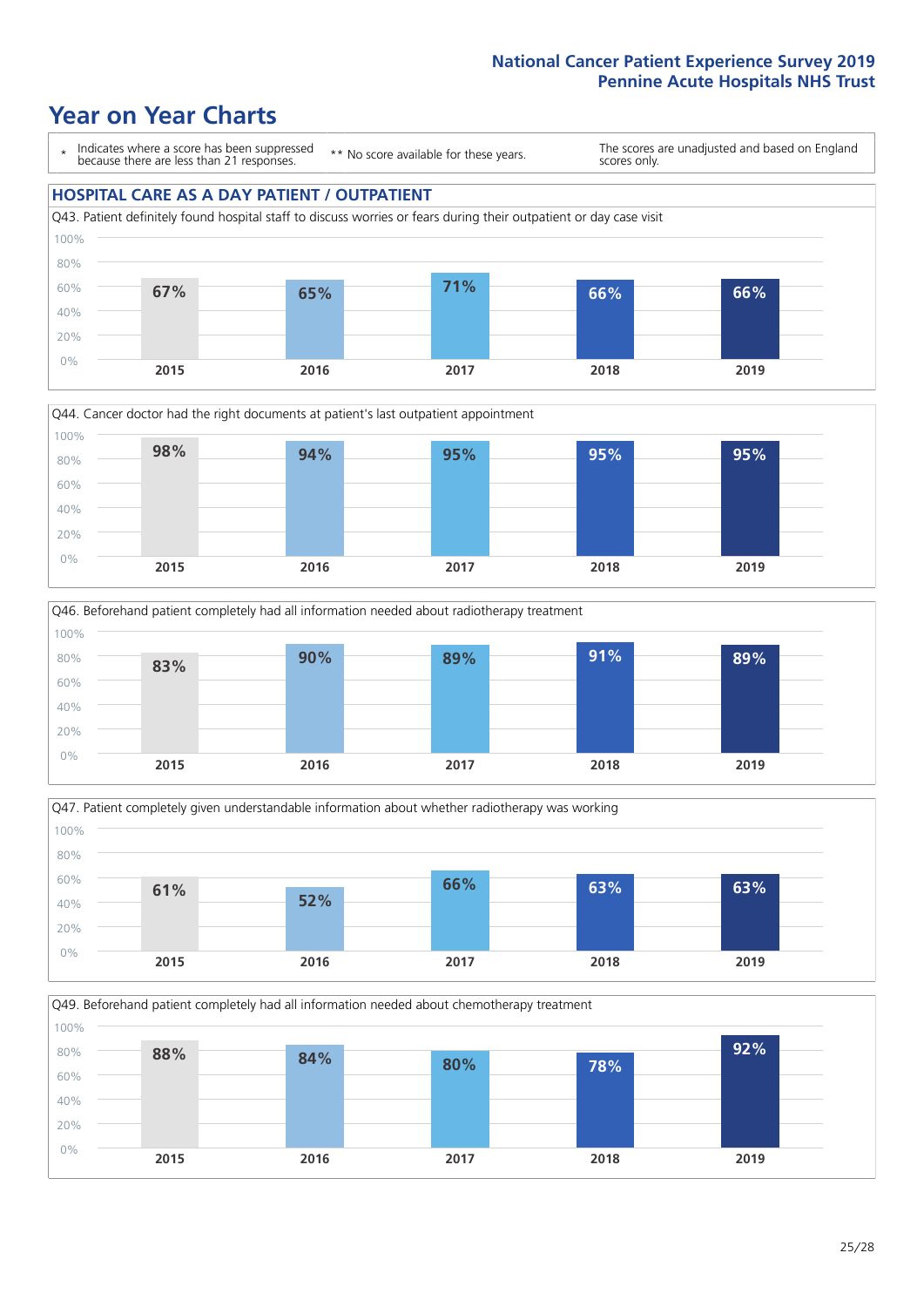# Year on Year Charts

\* Indicates where a score has been suppressed because there are less than 21 responses.

\*\* No score available for these years.

The scores are unadjusted and based on England scores only.

## HOSPITAL CARE AS A DAY PATIENT / OUTPATIENT

Q43. Patient definitely found hospital staff to discuss worries or fears during their outpatient or day case visit

| 2015 | 2016 | 2017 | 2018 | 2019 |
|---|---|---|---|---|
| 67% | 65% | 71% | 66% | 66% |

Q44. Cancer doctor had the right documents at patient's last outpatient appointment

| 2015 | 2016 | 2017 | 2018 | 2019 |
|---|---|---|---|---|
| 98% | 94% | 95% | 95% | 95% |

Q46. Beforehand patient completely had all information needed about radiotherapy treatment

| 2015 | 2016 | 2017 | 2018 | 2019 |
|---|---|---|---|---|
| 83% | 90% | 89% | 91% | 89% |

Q47. Patient completely given understandable information about whether radiotherapy was working

| 2015 | 2016 | 2017 | 2018 | 2019 |
|---|---|---|---|---|
| 61% | 52% | 66% | 63% | 63% |

Q49. Beforehand patient completely had all information needed about chemotherapy treatment

| 2015 | 2016 | 2017 | 2018 | 2019 |
|---|---|---|---|---|
| 88% | 84% | 80% | 78% | 92% |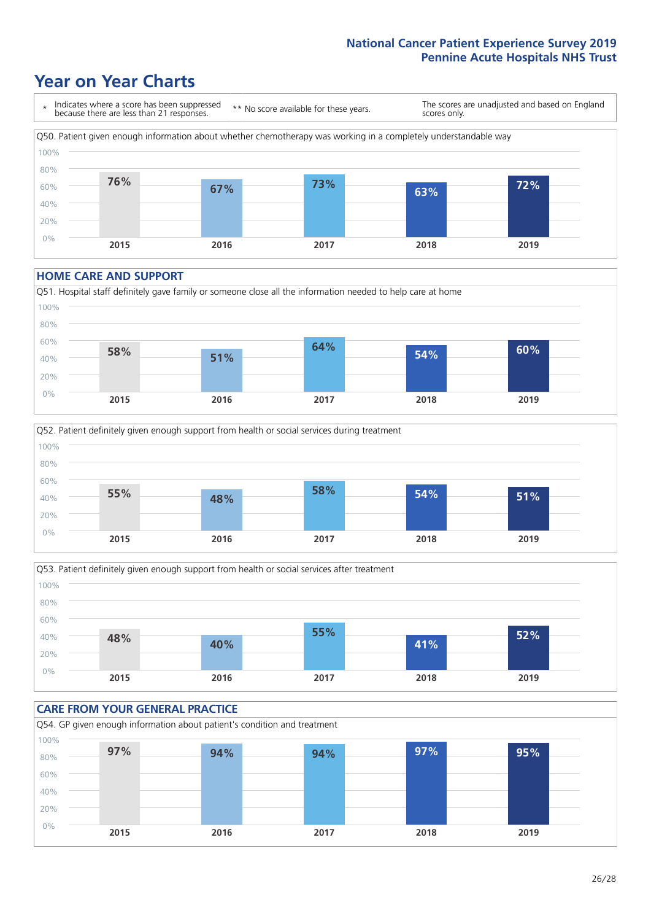# Year on Year Charts

\* Indicates where a score has been suppressed because there are less than 21 responses.

\*\* No score available for these years.

The scores are unadjusted and based on England scores only.

Q50. Patient given enough information about whether chemotherapy was working in a completely understandable way

| 2015 | 2016 | 2017 | 2018 | 2019 |
|---|---|---|---|---|
| 76% | 67% | 73% | 63% | 72% |

## HOME CARE AND SUPPORT

Q51. Hospital staff definitely gave family or someone close all the information needed to help care at home

| 2015 | 2016 | 2017 | 2018 | 2019 |
|---|---|---|---|---|
| 58% | 51% | 64% | 54% | 60% |

Q52. Patient definitely given enough support from health or social services during treatment

| 2015 | 2016 | 2017 | 2018 | 2019 |
|---|---|---|---|---|
| 55% | 48% | 58% | 54% | 51% |

Q53. Patient definitely given enough support from health or social services after treatment

| 2015 | 2016 | 2017 | 2018 | 2019 |
|---|---|---|---|---|
| 48% | 40% | 55% | 41% | 52% |

## CARE FROM YOUR GENERAL PRACTICE

Q54. GP given enough information about patient's condition and treatment

| 2015 | 2016 | 2017 | 2018 | 2019 |
|---|---|---|---|---|
| 97% | 94% | 94% | 97% | 95% |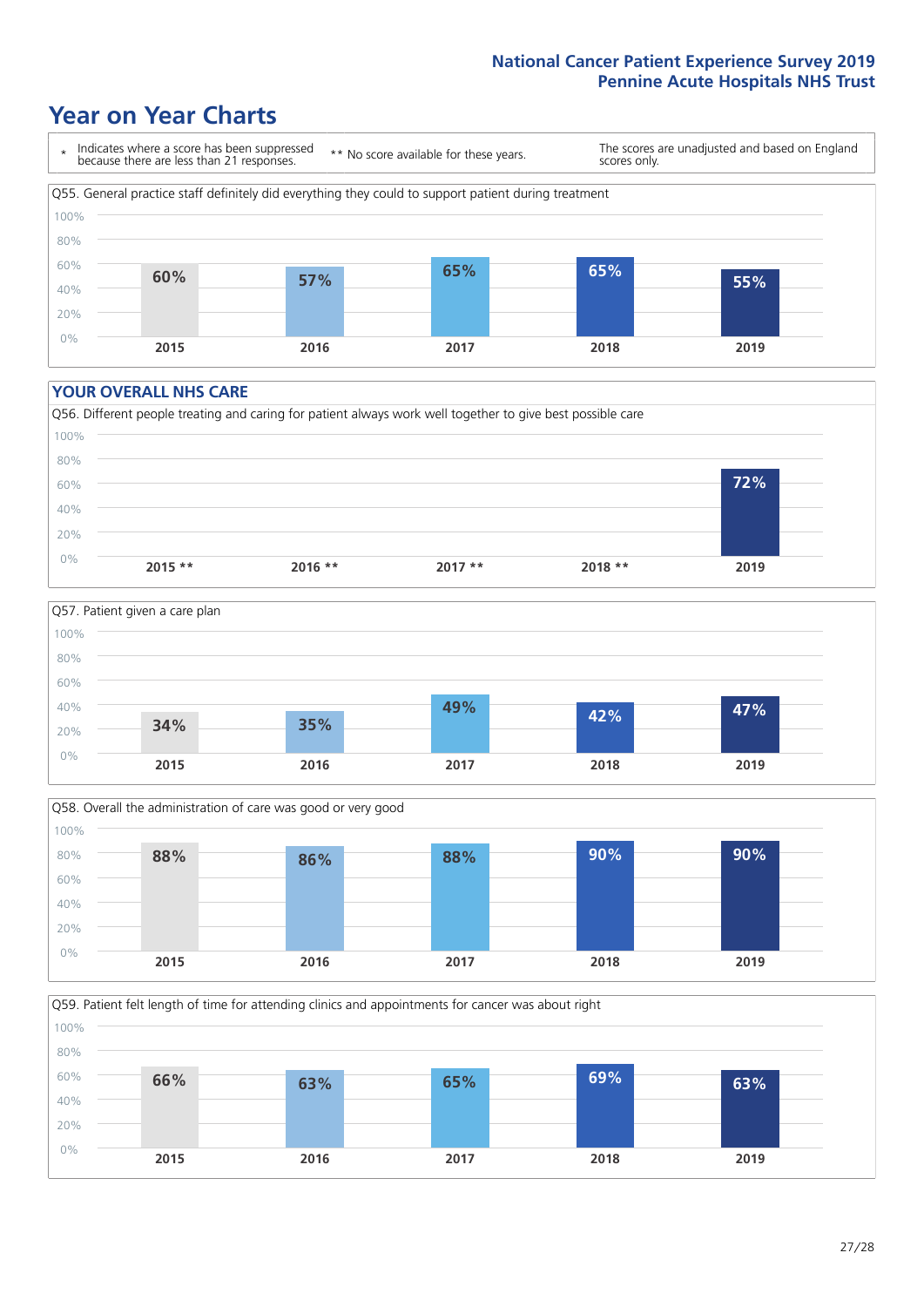## Year on Year Charts

* Indicates where a score has been suppressed because there are less than 21 responses.

** No score available for these years.

The scores are unadjusted and based on England scores only.

Q55. General practice staff definitely did everything they could to support patient during treatment

| 2015 | 2016 | 2017 | 2018 | 2019 |
|---|---|---|---|---|
| 60% | 57% | 65% | 65% | 55% |

### YOUR OVERALL NHS CARE

Q56. Different people treating and caring for patient always work well together to give best possible care

| 2015 ** | 2016 ** | 2017 ** | 2018 ** | 2019 |
|---|---|---|---|---|
| | | | | 72% |

Q57. Patient given a care plan

| 2015 | 2016 | 2017 | 2018 | 2019 |
|---|---|---|---|---|
| 34% | 35% | 49% | 42% | 47% |

Q58. Overall the administration of care was good or very good

| 2015 | 2016 | 2017 | 2018 | 2019 |
|---|---|---|---|---|
| 88% | 86% | 88% | 90% | 90% |

Q59. Patient felt length of time for attending clinics and appointments for cancer was about right

| 2015 | 2016 | 2017 | 2018 | 2019 |
|---|---|---|---|---|
| 66% | 63% | 65% | 69% | 63% |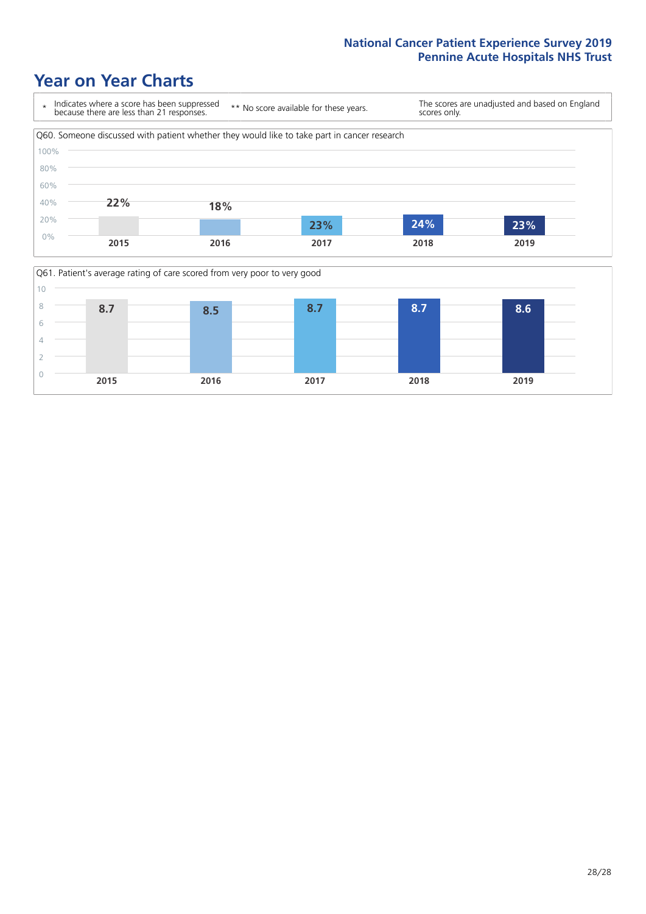National Cancer Patient Experience Survey 2019
Pennine Acute Hospitals NHS Trust

# Year on Year Charts

\* Indicates where a score has been suppressed because there are less than 21 responses.

** No score available for these years.

The scores are unadjusted and based on England scores only.

Q60. Someone discussed with patient whether they would like to take part in cancer research

100%
80%
60%
40%
20%
0%

22% 2015
18% 2016
23% 2017
24% 2018
23% 2019

Q61. Patient's average rating of care scored from very poor to very good

10
8
6
4
2
0

8.7 2015
8.5 2016
8.7 2017
8.7 2018
8.6 2019